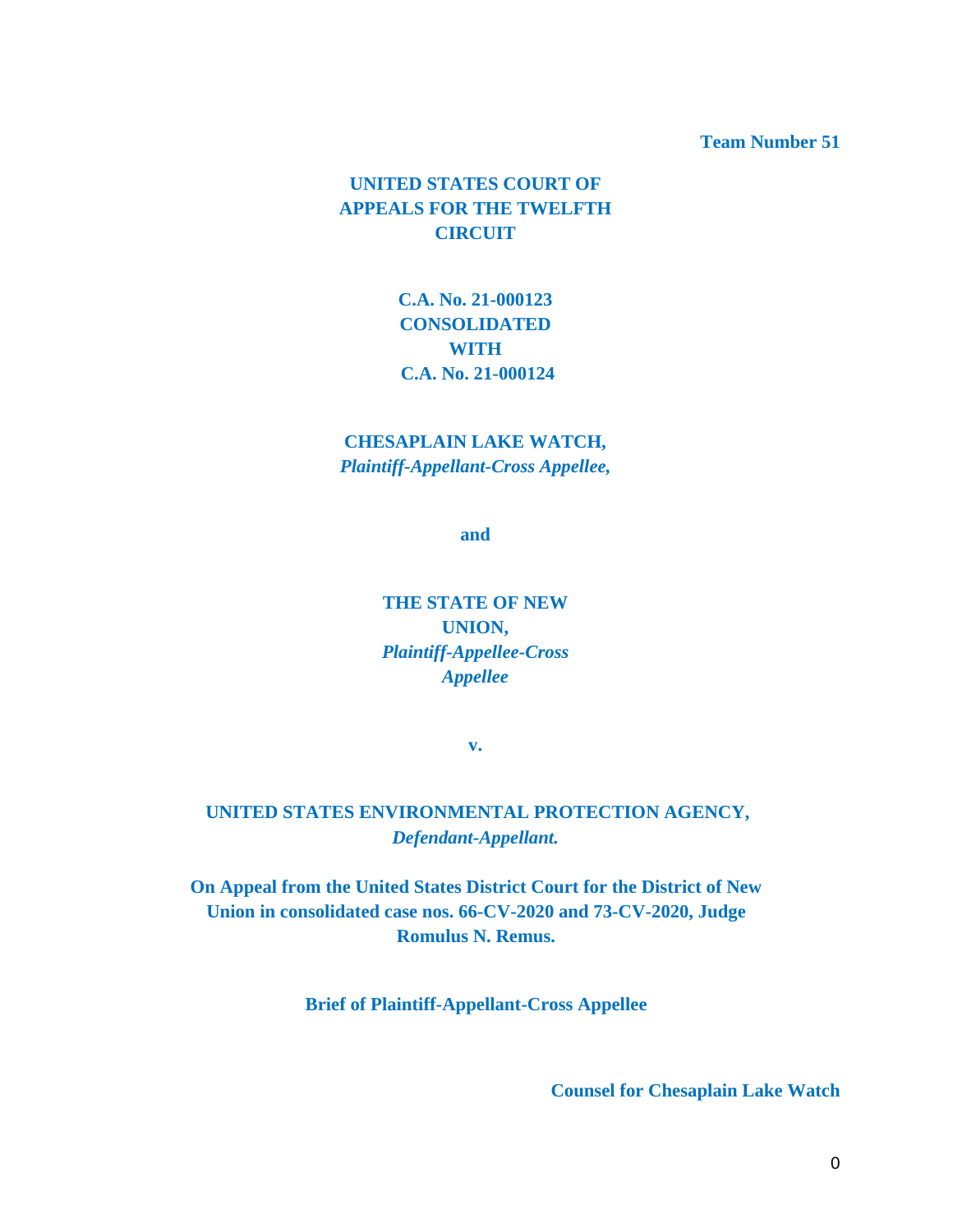**Team Number 51**

**UNITED STATES COURT OF APPEALS FOR THE TWELFTH CIRCUIT**

**C.A. No. 21-000123 CONSOLIDATED WITH C.A. No. 21-000124**

**CHESAPLAIN LAKE WATCH,**
***Plaintiff-Appellant-Cross Appellee,***

**and**

**THE STATE OF NEW UNION,**
***Plaintiff-Appellee-Cross Appellee***

**v.**

**UNITED STATES ENVIRONMENTAL PROTECTION AGENCY,**
***Defendant-Appellant.***

**On Appeal from the United States District Court for the District of New Union in consolidated case nos. 66-CV-2020 and 73-CV-2020, Judge Romulus N. Remus.**

**Brief of Plaintiff-Appellant-Cross Appellee**

**Counsel for Chesaplain Lake Watch**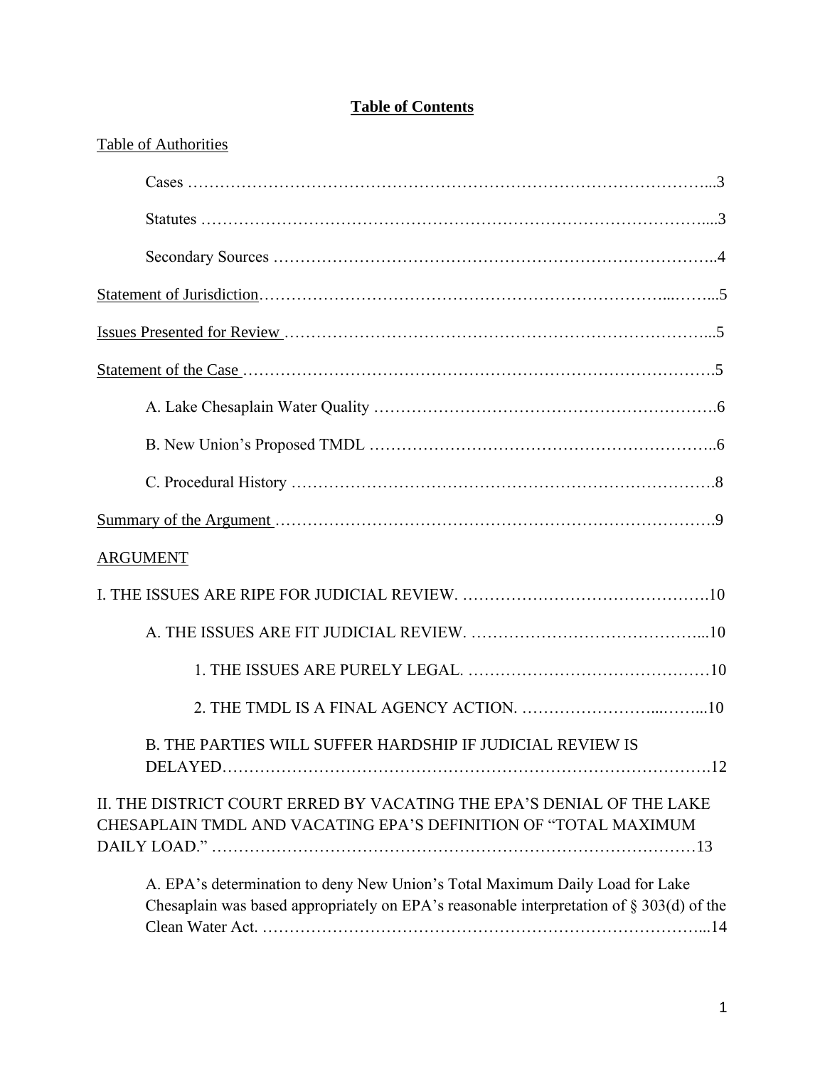# Table of Contents

Table of Authorities

Cases ……………………………………………………………………………………...3

Statutes …………………………………………………………………………………....3

Secondary Sources ………………………………………………………………………..4

Statement of Jurisdiction……………………………………………………………...……...5

Issues Presented for Review …………………………………………………………………...5

Statement of the Case …………………………………………………………………………….5

A. Lake Chesaplain Water Quality ……………………………………………………….6

B. New Union's Proposed TMDL ………………………………………………………..6

C. Procedural History …………………………………………………………………….8

Summary of the Argument ……………………………………………………………………….9

ARGUMENT

I. THE ISSUES ARE RIPE FOR JUDICIAL REVIEW. ……………………………………….10

A. THE ISSUES ARE FIT JUDICIAL REVIEW. ……………………………………...10

1. THE ISSUES ARE PURELY LEGAL. ………………………………………10

2. THE TMDL IS A FINAL AGENCY ACTION. ……………………...……...10

B. THE PARTIES WILL SUFFER HARDSHIP IF JUDICIAL REVIEW IS DELAYED…………………………………………………………………………….12

II. THE DISTRICT COURT ERRED BY VACATING THE EPA'S DENIAL OF THE LAKE CHESAPLAIN TMDL AND VACATING EPA'S DEFINITION OF "TOTAL MAXIMUM DAILY LOAD." …………………………………………………………………………13

A. EPA's determination to deny New Union's Total Maximum Daily Load for Lake Chesaplain was based appropriately on EPA's reasonable interpretation of § 303(d) of the Clean Water Act. ……………………………………………………………………...14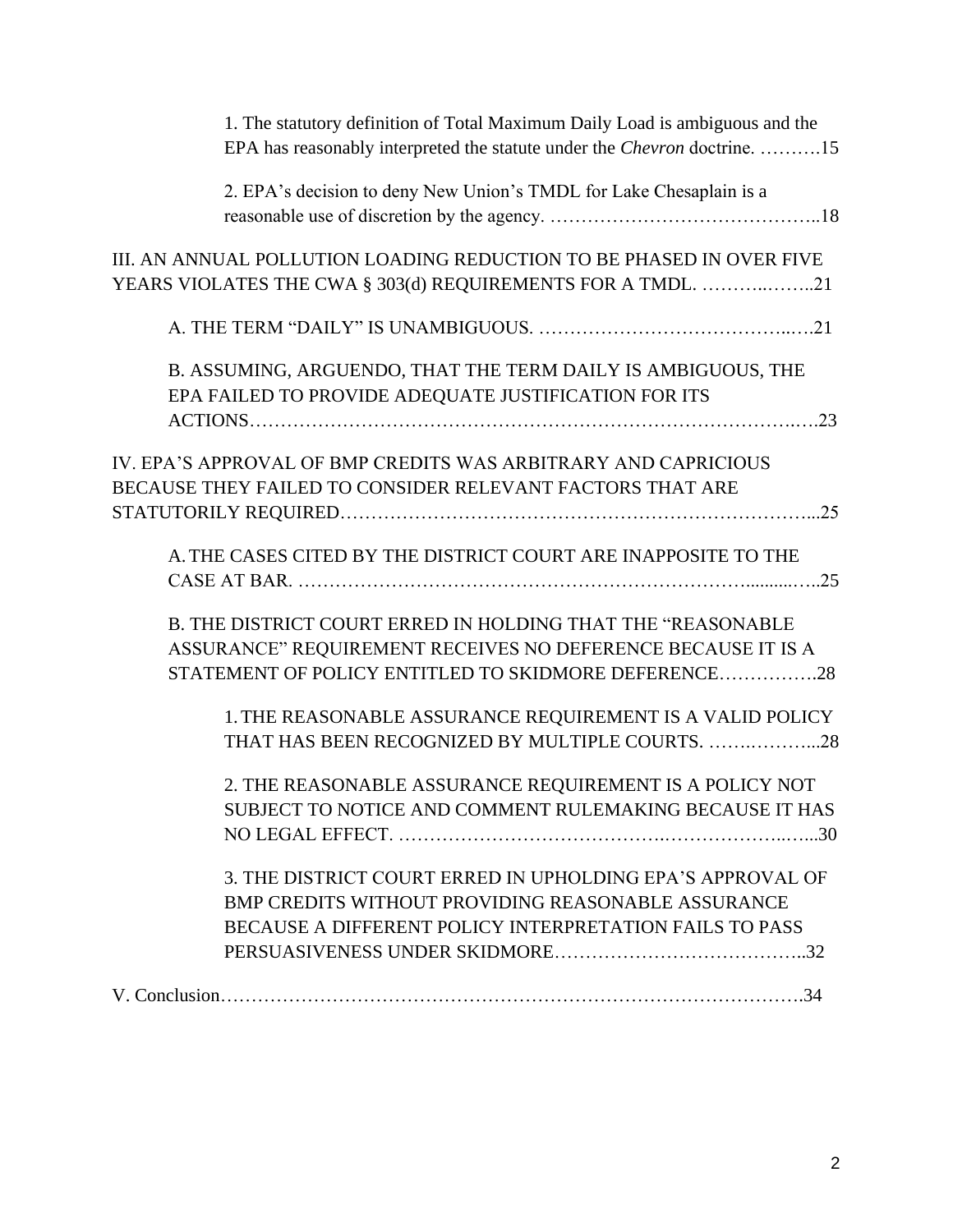1. The statutory definition of Total Maximum Daily Load is ambiguous and the EPA has reasonably interpreted the statute under the *Chevron* doctrine. ……….15

2. EPA's decision to deny New Union's TMDL for Lake Chesaplain is a reasonable use of discretion by the agency. ……………………………………..18

III. AN ANNUAL POLLUTION LOADING REDUCTION TO BE PHASED IN OVER FIVE YEARS VIOLATES THE CWA § 303(d) REQUIREMENTS FOR A TMDL. ………..……..21

A. THE TERM "DAILY" IS UNAMBIGUOUS. …………………………………..….21

B. ASSUMING, ARGUENDO, THAT THE TERM DAILY IS AMBIGUOUS, THE EPA FAILED TO PROVIDE ADEQUATE JUSTIFICATION FOR ITS ACTIONS………………………………………………………………………….….23

IV. EPA'S APPROVAL OF BMP CREDITS WAS ARBITRARY AND CAPRICIOUS BECAUSE THEY FAILED TO CONSIDER RELEVANT FACTORS THAT ARE STATUTORILY REQUIRED…………………………………………………………………...25

A. THE CASES CITED BY THE DISTRICT COURT ARE INAPPOSITE TO THE CASE AT BAR. …………………………………………………………..........…..25

B. THE DISTRICT COURT ERRED IN HOLDING THAT THE "REASONABLE ASSURANCE" REQUIREMENT RECEIVES NO DEFERENCE BECAUSE IT IS A STATEMENT OF POLICY ENTITLED TO SKIDMORE DEFERENCE…………….28

1. THE REASONABLE ASSURANCE REQUIREMENT IS A VALID POLICY THAT HAS BEEN RECOGNIZED BY MULTIPLE COURTS. …….………...28

2. THE REASONABLE ASSURANCE REQUIREMENT IS A POLICY NOT SUBJECT TO NOTICE AND COMMENT RULEMAKING BECAUSE IT HAS NO LEGAL EFFECT. ………………………………….………………..…...30

3. THE DISTRICT COURT ERRED IN UPHOLDING EPA'S APPROVAL OF BMP CREDITS WITHOUT PROVIDING REASONABLE ASSURANCE BECAUSE A DIFFERENT POLICY INTERPRETATION FAILS TO PASS PERSUASIVENESS UNDER SKIDMORE…………………………………..32

V. Conclusion…………………………………………………………………………………….34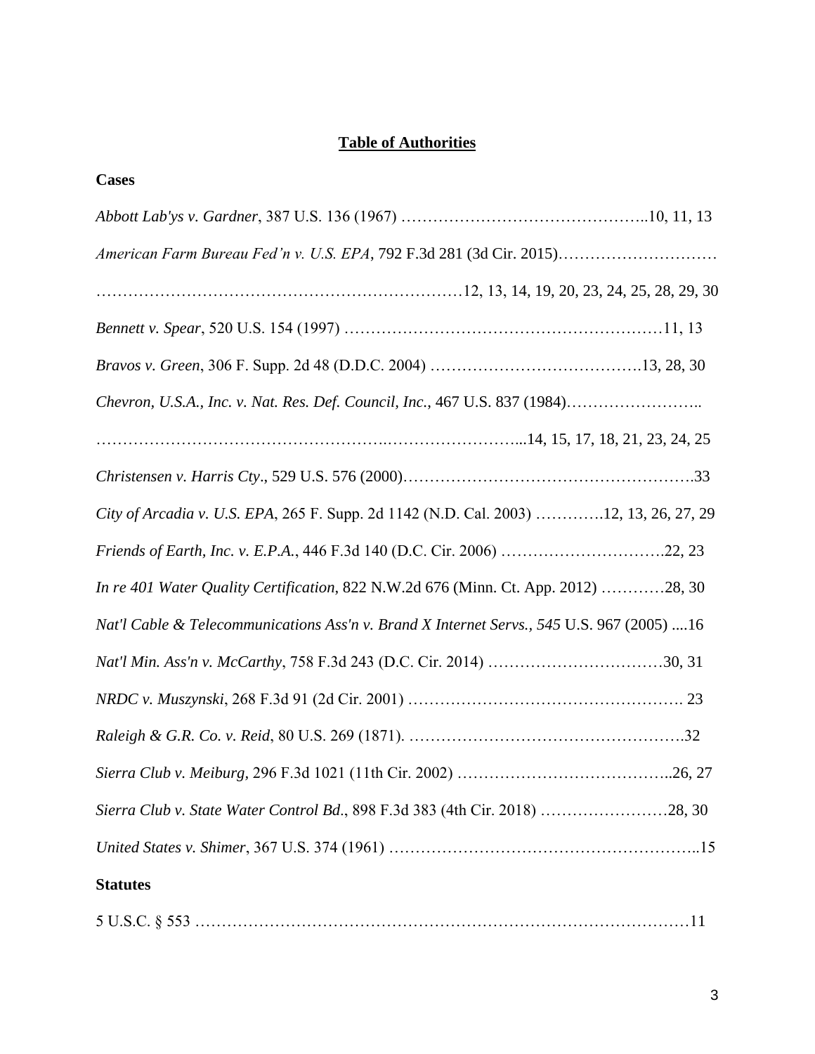# **Table of Authorities**

**Cases**

*Abbott Lab'ys v. Gardner*, 387 U.S. 136 (1967) ………………………………………..10, 11, 13

*American Farm Bureau Fed'n v. U.S. EPA*, 792 F.3d 281 (3d Cir. 2015)…………………………………………………………………………………………………12, 13, 14, 19, 20, 23, 24, 25, 28, 29, 30

*Bennett v. Spear*, 520 U.S. 154 (1997) ……………………………………………………11, 13

*Bravos v. Green*, 306 F. Supp. 2d 48 (D.D.C. 2004) ………………………………….13, 28, 30

*Chevron, U.S.A., Inc. v. Nat. Res. Def. Council, Inc.*, 467 U.S. 837 (1984)……………………..…………………………………………….……………………...14, 15, 17, 18, 21, 23, 24, 25

*Christensen v. Harris Cty*., 529 U.S. 576 (2000)……………………………………………….33

*City of Arcadia v. U.S. EPA*, 265 F. Supp. 2d 1142 (N.D. Cal. 2003) ………….12, 13, 26, 27, 29

*Friends of Earth, Inc. v. E.P.A.*, 446 F.3d 140 (D.C. Cir. 2006) ………………………….22, 23

*In re 401 Water Quality Certification*, 822 N.W.2d 676 (Minn. Ct. App. 2012) …………28, 30

*Nat'l Cable & Telecommunications Ass'n v. Brand X Internet Servs., 545* U.S. 967 (2005) ....16

*Nat'l Min. Ass'n v. McCarthy*, 758 F.3d 243 (D.C. Cir. 2014) ……………………………30, 31

*NRDC v. Muszynski*, 268 F.3d 91 (2d Cir. 2001) ……………………………………………. 23

*Raleigh & G.R. Co. v. Reid*, 80 U.S. 269 (1871). …………………………………………….32

*Sierra Club v. Meiburg*, 296 F.3d 1021 (11th Cir. 2002) …………………………………..26, 27

*Sierra Club v. State Water Control Bd*., 898 F.3d 383 (4th Cir. 2018) ……………………28, 30

*United States v. Shimer*, 367 U.S. 374 (1961) ………………………………………………..15

**Statutes**

5 U.S.C. § 553 …………………………………………………………………………………11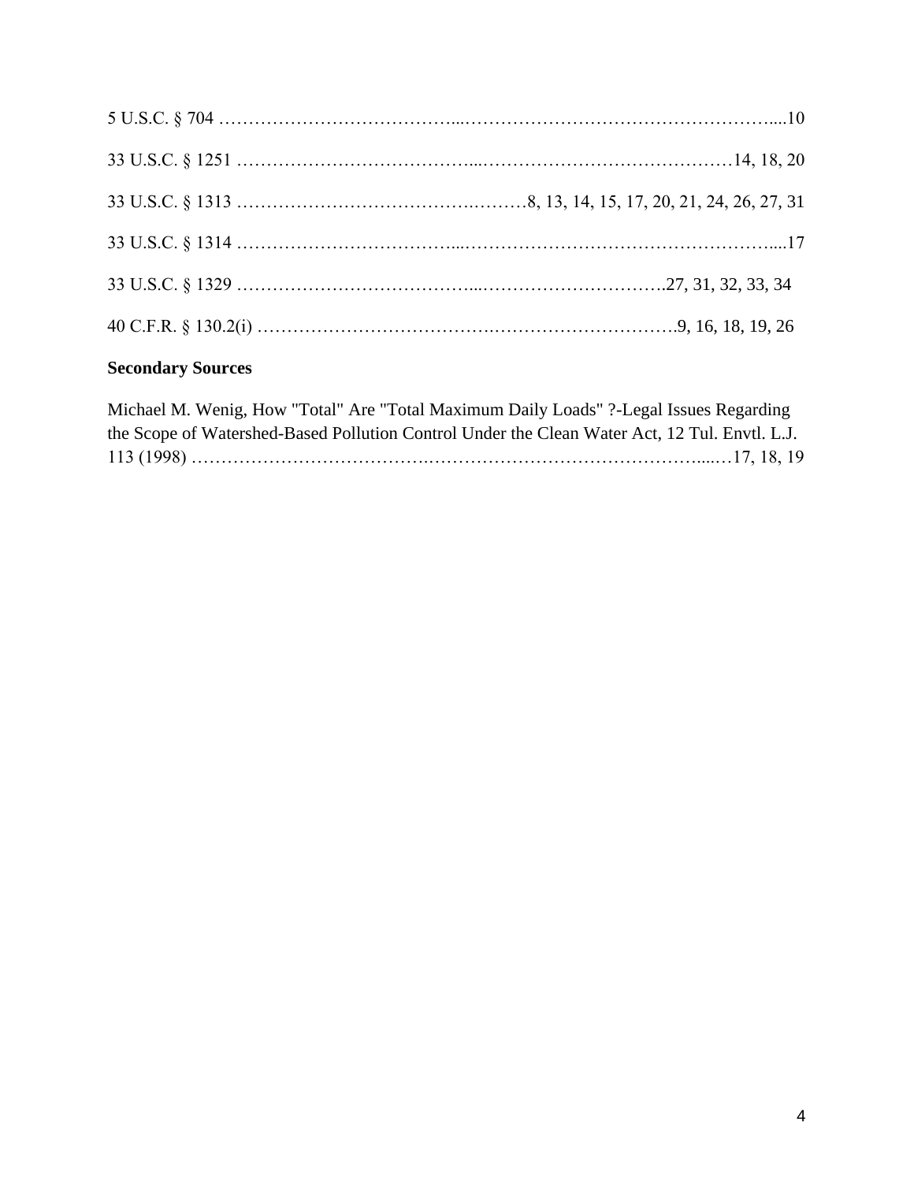5 U.S.C. § 704 ……………………………………...…………………………………………….....10

33 U.S.C. § 1251 …………………………………...……………………………………14, 18, 20

33 U.S.C. § 1313 …………………………………….………8, 13, 14, 15, 17, 20, 21, 24, 26, 27, 31

33 U.S.C. § 1314 ………………………………...……………………………………………....17

33 U.S.C. § 1329 …………………………………...………………………….27, 31, 32, 33, 34

40 C.F.R. § 130.2(i) ………………………………….………………………….9, 16, 18, 19, 26

**Secondary Sources**

Michael M. Wenig, How "Total" Are "Total Maximum Daily Loads" ?-Legal Issues Regarding the Scope of Watershed-Based Pollution Control Under the Clean Water Act, 12 Tul. Envtl. L.J. 113 (1998) ………………………………….……………………………………….....…17, 18, 19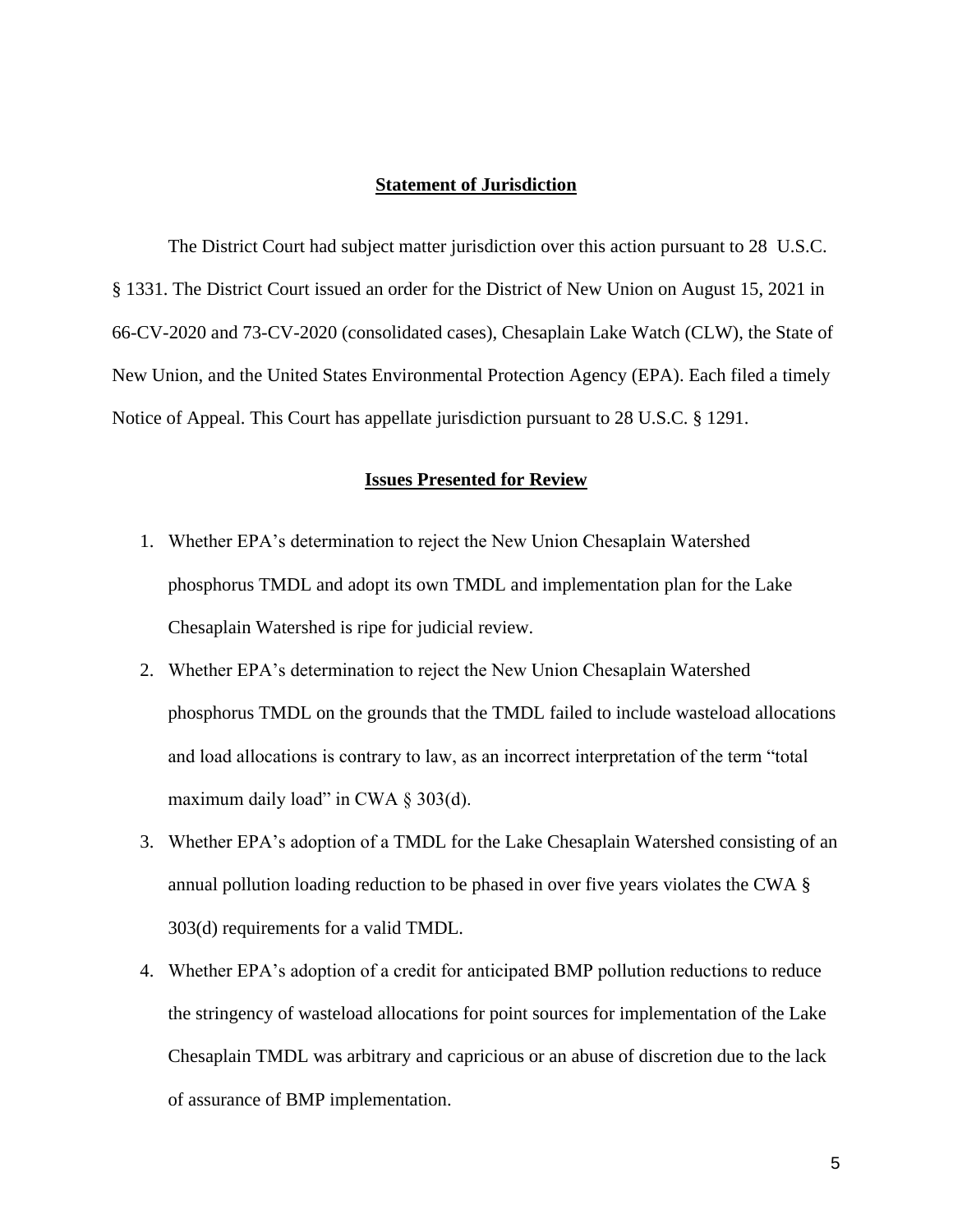## Statement of Jurisdiction

The District Court had subject matter jurisdiction over this action pursuant to 28 U.S.C. § 1331. The District Court issued an order for the District of New Union on August 15, 2021 in 66-CV-2020 and 73-CV-2020 (consolidated cases), Chesaplain Lake Watch (CLW), the State of New Union, and the United States Environmental Protection Agency (EPA). Each filed a timely Notice of Appeal. This Court has appellate jurisdiction pursuant to 28 U.S.C. § 1291.

## Issues Presented for Review

1. Whether EPA's determination to reject the New Union Chesaplain Watershed phosphorus TMDL and adopt its own TMDL and implementation plan for the Lake Chesaplain Watershed is ripe for judicial review.
2. Whether EPA's determination to reject the New Union Chesaplain Watershed phosphorus TMDL on the grounds that the TMDL failed to include wasteload allocations and load allocations is contrary to law, as an incorrect interpretation of the term "total maximum daily load" in CWA § 303(d).
3. Whether EPA's adoption of a TMDL for the Lake Chesaplain Watershed consisting of an annual pollution loading reduction to be phased in over five years violates the CWA § 303(d) requirements for a valid TMDL.
4. Whether EPA's adoption of a credit for anticipated BMP pollution reductions to reduce the stringency of wasteload allocations for point sources for implementation of the Lake Chesaplain TMDL was arbitrary and capricious or an abuse of discretion due to the lack of assurance of BMP implementation.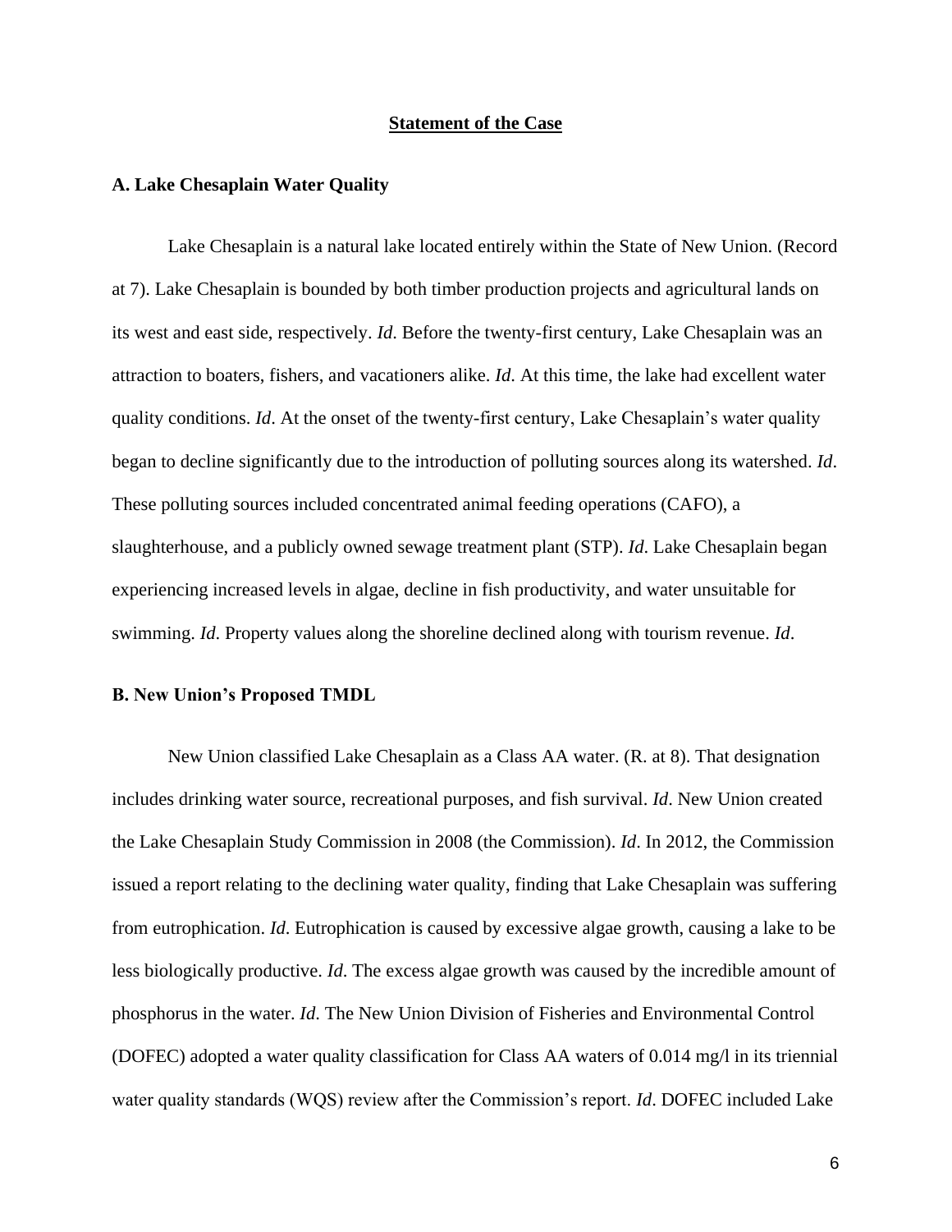## Statement of the Case

### A. Lake Chesaplain Water Quality

Lake Chesaplain is a natural lake located entirely within the State of New Union. (Record at 7). Lake Chesaplain is bounded by both timber production projects and agricultural lands on its west and east side, respectively. *Id*. Before the twenty-first century, Lake Chesaplain was an attraction to boaters, fishers, and vacationers alike. *Id*. At this time, the lake had excellent water quality conditions. *Id*. At the onset of the twenty-first century, Lake Chesaplain's water quality began to decline significantly due to the introduction of polluting sources along its watershed. *Id*. These polluting sources included concentrated animal feeding operations (CAFO), a slaughterhouse, and a publicly owned sewage treatment plant (STP). *Id*. Lake Chesaplain began experiencing increased levels in algae, decline in fish productivity, and water unsuitable for swimming. *Id*. Property values along the shoreline declined along with tourism revenue. *Id*.

### B. New Union's Proposed TMDL

New Union classified Lake Chesaplain as a Class AA water. (R. at 8). That designation includes drinking water source, recreational purposes, and fish survival. *Id*. New Union created the Lake Chesaplain Study Commission in 2008 (the Commission). *Id*. In 2012, the Commission issued a report relating to the declining water quality, finding that Lake Chesaplain was suffering from eutrophication. *Id*. Eutrophication is caused by excessive algae growth, causing a lake to be less biologically productive. *Id*. The excess algae growth was caused by the incredible amount of phosphorus in the water. *Id*. The New Union Division of Fisheries and Environmental Control (DOFEC) adopted a water quality classification for Class AA waters of 0.014 mg/l in its triennial water quality standards (WQS) review after the Commission's report. *Id*. DOFEC included Lake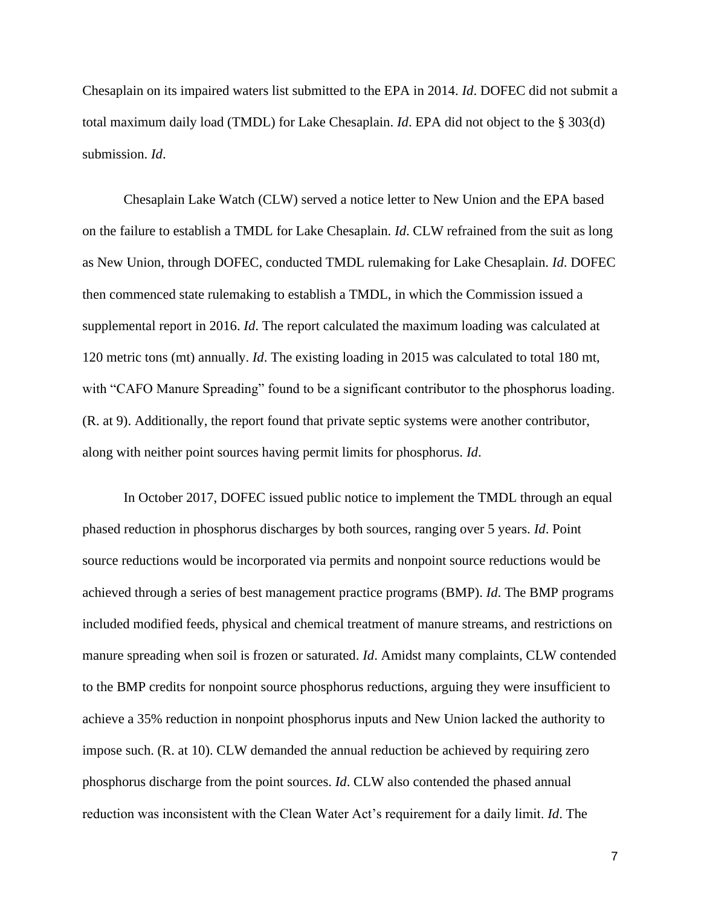Chesaplain on its impaired waters list submitted to the EPA in 2014. *Id*. DOFEC did not submit a total maximum daily load (TMDL) for Lake Chesaplain. *Id*. EPA did not object to the § 303(d) submission. *Id*.

Chesaplain Lake Watch (CLW) served a notice letter to New Union and the EPA based on the failure to establish a TMDL for Lake Chesaplain. *Id*. CLW refrained from the suit as long as New Union, through DOFEC, conducted TMDL rulemaking for Lake Chesaplain. *Id*. DOFEC then commenced state rulemaking to establish a TMDL, in which the Commission issued a supplemental report in 2016. *Id*. The report calculated the maximum loading was calculated at 120 metric tons (mt) annually. *Id*. The existing loading in 2015 was calculated to total 180 mt, with "CAFO Manure Spreading" found to be a significant contributor to the phosphorus loading. (R. at 9). Additionally, the report found that private septic systems were another contributor, along with neither point sources having permit limits for phosphorus. *Id*.

In October 2017, DOFEC issued public notice to implement the TMDL through an equal phased reduction in phosphorus discharges by both sources, ranging over 5 years. *Id*. Point source reductions would be incorporated via permits and nonpoint source reductions would be achieved through a series of best management practice programs (BMP). *Id*. The BMP programs included modified feeds, physical and chemical treatment of manure streams, and restrictions on manure spreading when soil is frozen or saturated. *Id*. Amidst many complaints, CLW contended to the BMP credits for nonpoint source phosphorus reductions, arguing they were insufficient to achieve a 35% reduction in nonpoint phosphorus inputs and New Union lacked the authority to impose such. (R. at 10). CLW demanded the annual reduction be achieved by requiring zero phosphorus discharge from the point sources. *Id*. CLW also contended the phased annual reduction was inconsistent with the Clean Water Act's requirement for a daily limit. *Id*. The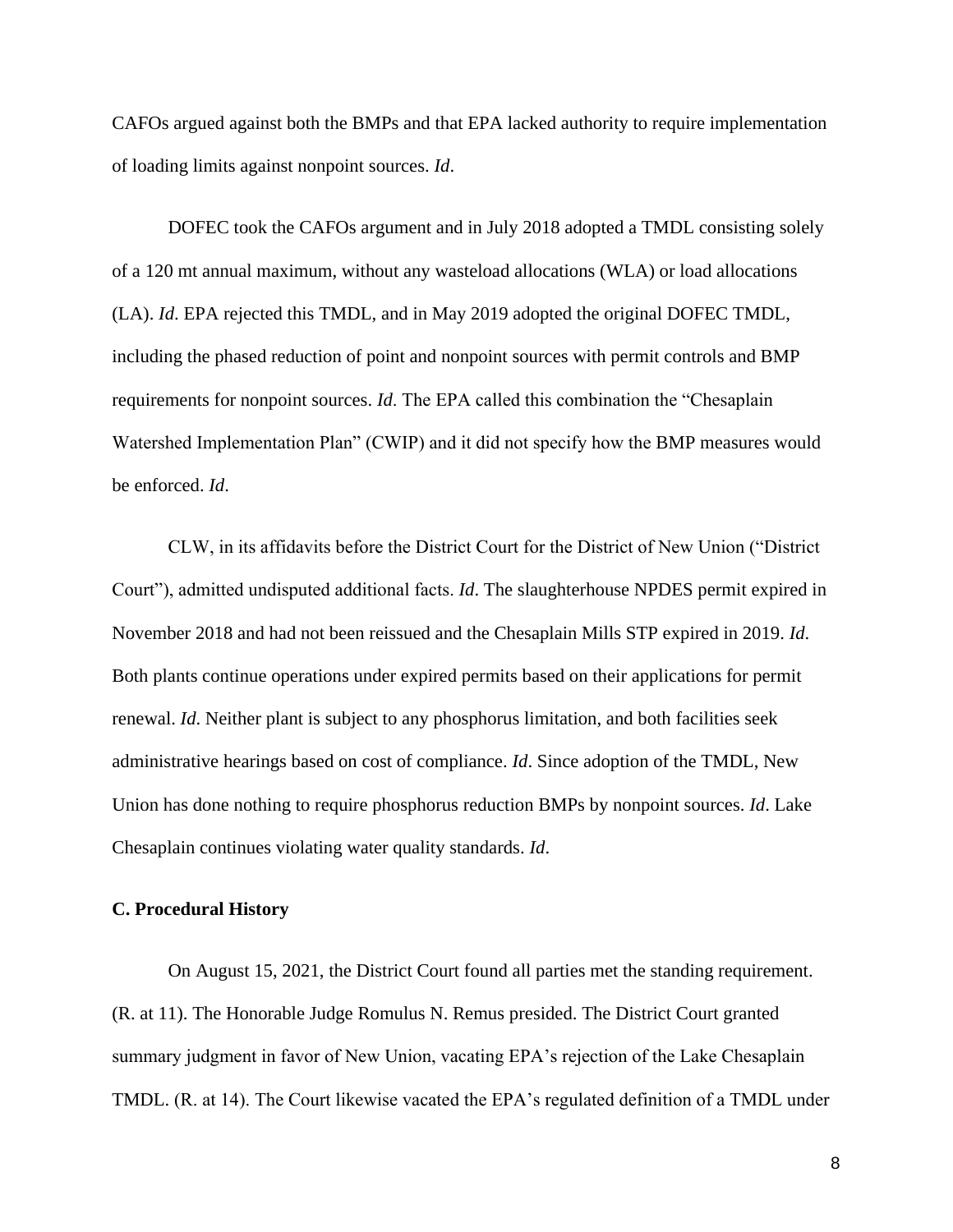CAFOs argued against both the BMPs and that EPA lacked authority to require implementation of loading limits against nonpoint sources. *Id*.

DOFEC took the CAFOs argument and in July 2018 adopted a TMDL consisting solely of a 120 mt annual maximum, without any wasteload allocations (WLA) or load allocations (LA). *Id*. EPA rejected this TMDL, and in May 2019 adopted the original DOFEC TMDL, including the phased reduction of point and nonpoint sources with permit controls and BMP requirements for nonpoint sources. *Id*. The EPA called this combination the "Chesaplain Watershed Implementation Plan" (CWIP) and it did not specify how the BMP measures would be enforced. *Id*.

CLW, in its affidavits before the District Court for the District of New Union ("District Court"), admitted undisputed additional facts. *Id*. The slaughterhouse NPDES permit expired in November 2018 and had not been reissued and the Chesaplain Mills STP expired in 2019. *Id*. Both plants continue operations under expired permits based on their applications for permit renewal. *Id*. Neither plant is subject to any phosphorus limitation, and both facilities seek administrative hearings based on cost of compliance. *Id*. Since adoption of the TMDL, New Union has done nothing to require phosphorus reduction BMPs by nonpoint sources. *Id*. Lake Chesaplain continues violating water quality standards. *Id*.

### C. Procedural History

On August 15, 2021, the District Court found all parties met the standing requirement. (R. at 11). The Honorable Judge Romulus N. Remus presided. The District Court granted summary judgment in favor of New Union, vacating EPA's rejection of the Lake Chesaplain TMDL. (R. at 14). The Court likewise vacated the EPA's regulated definition of a TMDL under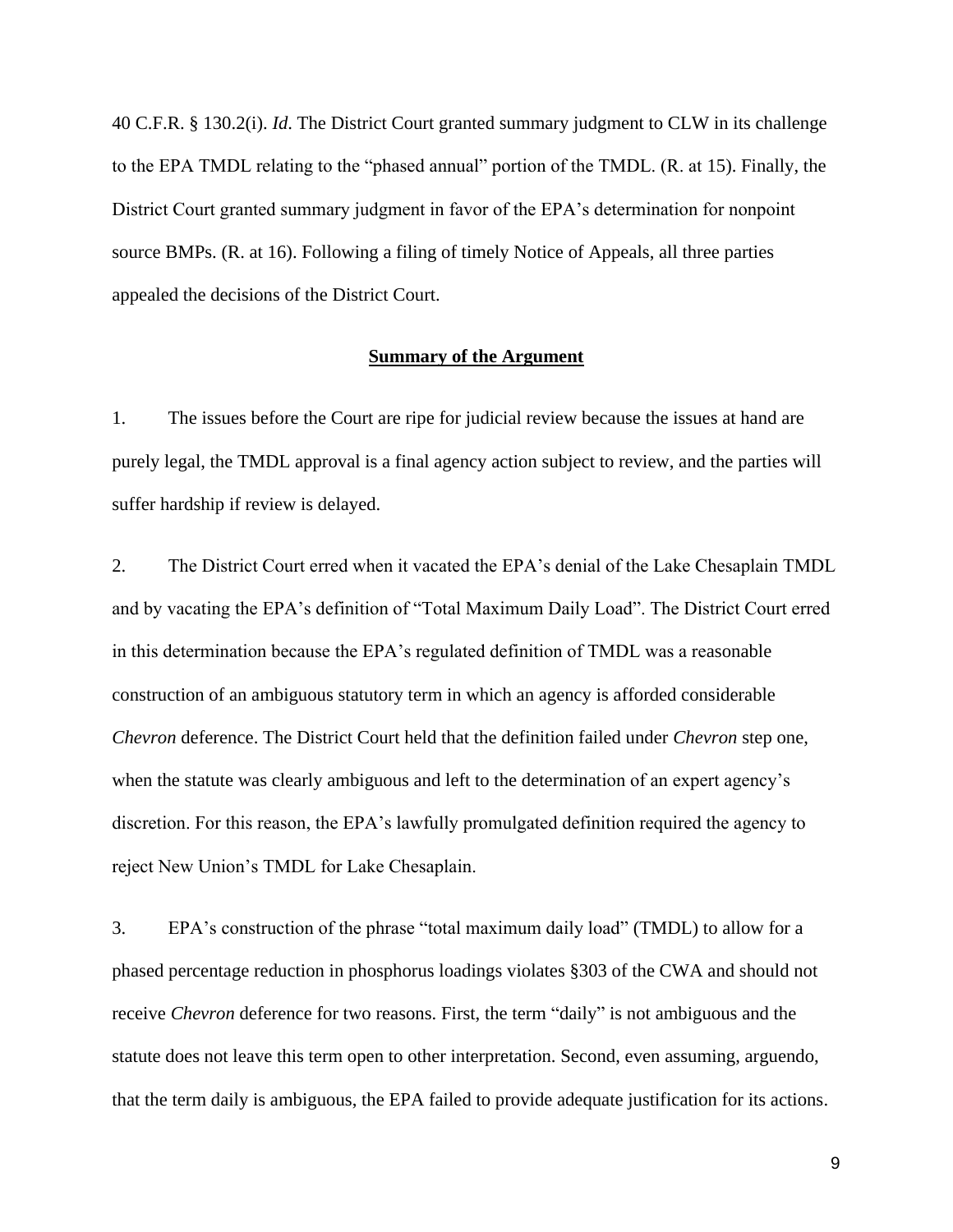40 C.F.R. § 130.2(i). *Id*. The District Court granted summary judgment to CLW in its challenge to the EPA TMDL relating to the "phased annual" portion of the TMDL. (R. at 15). Finally, the District Court granted summary judgment in favor of the EPA's determination for nonpoint source BMPs. (R. at 16). Following a filing of timely Notice of Appeals, all three parties appealed the decisions of the District Court.

## Summary of the Argument

1. The issues before the Court are ripe for judicial review because the issues at hand are purely legal, the TMDL approval is a final agency action subject to review, and the parties will suffer hardship if review is delayed.

2. The District Court erred when it vacated the EPA's denial of the Lake Chesaplain TMDL and by vacating the EPA's definition of "Total Maximum Daily Load". The District Court erred in this determination because the EPA's regulated definition of TMDL was a reasonable construction of an ambiguous statutory term in which an agency is afforded considerable *Chevron* deference. The District Court held that the definition failed under *Chevron* step one, when the statute was clearly ambiguous and left to the determination of an expert agency's discretion. For this reason, the EPA's lawfully promulgated definition required the agency to reject New Union's TMDL for Lake Chesaplain.

3. EPA's construction of the phrase "total maximum daily load" (TMDL) to allow for a phased percentage reduction in phosphorus loadings violates §303 of the CWA and should not receive *Chevron* deference for two reasons. First, the term "daily" is not ambiguous and the statute does not leave this term open to other interpretation. Second, even assuming, arguendo, that the term daily is ambiguous, the EPA failed to provide adequate justification for its actions.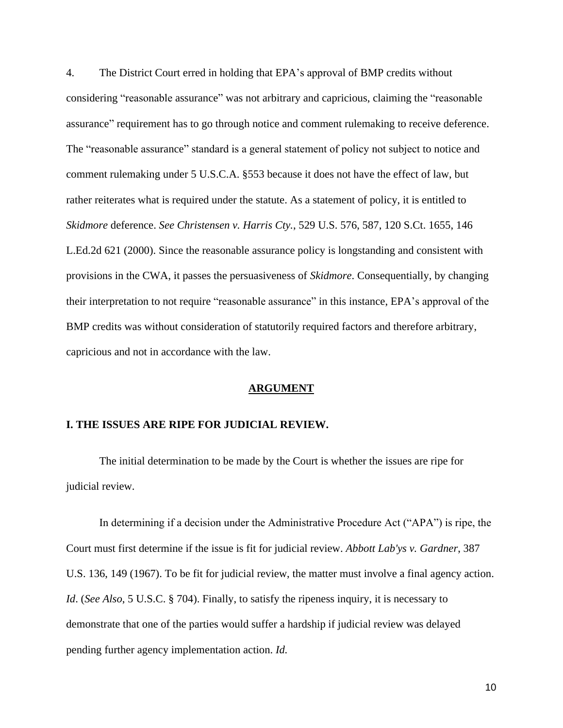4. The District Court erred in holding that EPA's approval of BMP credits without considering "reasonable assurance" was not arbitrary and capricious, claiming the "reasonable assurance" requirement has to go through notice and comment rulemaking to receive deference. The "reasonable assurance" standard is a general statement of policy not subject to notice and comment rulemaking under 5 U.S.C.A. §553 because it does not have the effect of law, but rather reiterates what is required under the statute. As a statement of policy, it is entitled to *Skidmore* deference. *See Christensen v. Harris Cty.*, 529 U.S. 576, 587, 120 S.Ct. 1655, 146 L.Ed.2d 621 (2000). Since the reasonable assurance policy is longstanding and consistent with provisions in the CWA, it passes the persuasiveness of *Skidmore*. Consequentially, by changing their interpretation to not require "reasonable assurance" in this instance, EPA's approval of the BMP credits was without consideration of statutorily required factors and therefore arbitrary, capricious and not in accordance with the law.

## ARGUMENT

### I. THE ISSUES ARE RIPE FOR JUDICIAL REVIEW.

The initial determination to be made by the Court is whether the issues are ripe for judicial review.

In determining if a decision under the Administrative Procedure Act ("APA") is ripe, the Court must first determine if the issue is fit for judicial review. *Abbott Lab'ys v. Gardner*, 387 U.S. 136, 149 (1967). To be fit for judicial review, the matter must involve a final agency action. *Id*. (*See Also*, 5 U.S.C. § 704). Finally, to satisfy the ripeness inquiry, it is necessary to demonstrate that one of the parties would suffer a hardship if judicial review was delayed pending further agency implementation action. *Id.*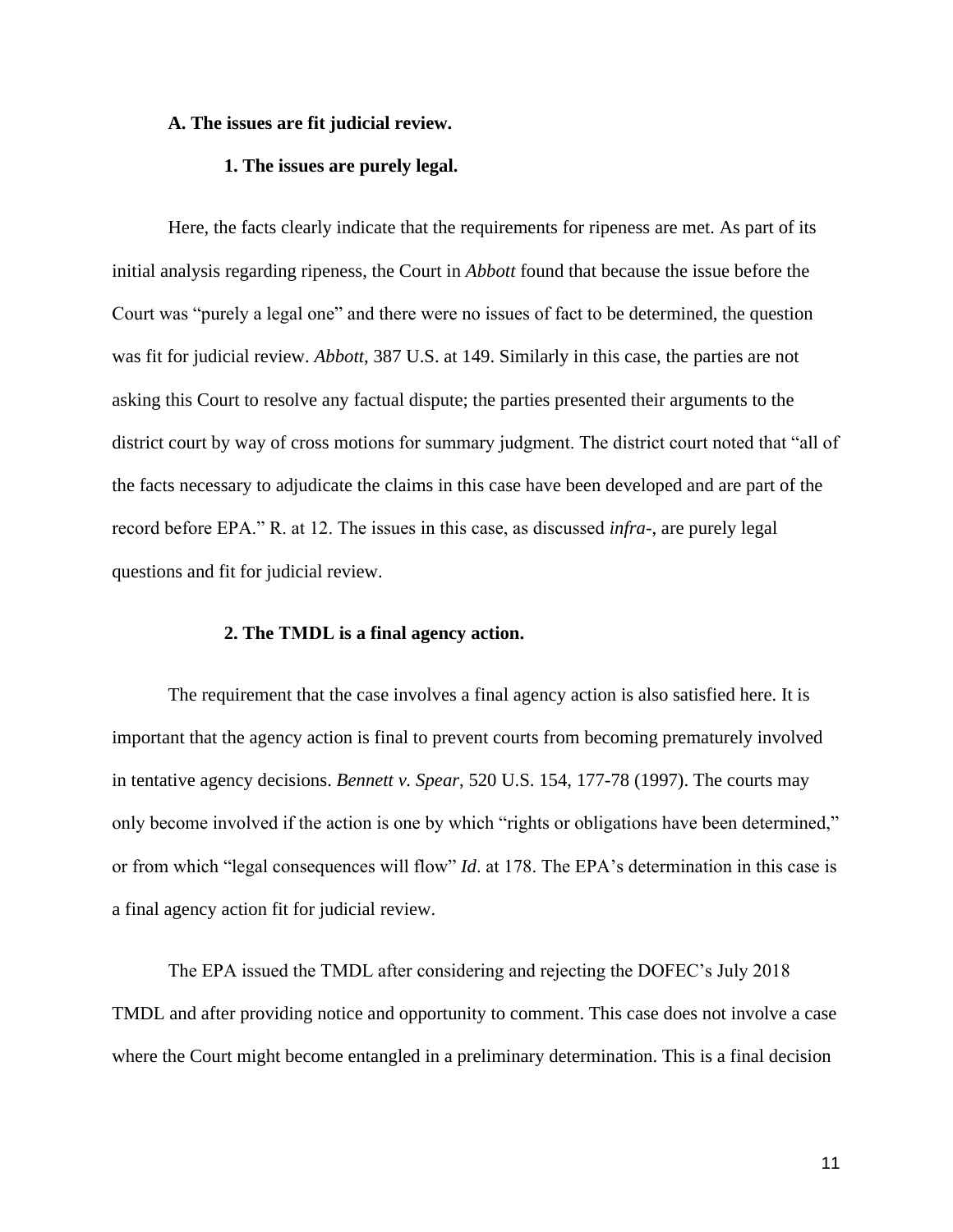**A. The issues are fit judicial review.**

**1. The issues are purely legal.**

Here, the facts clearly indicate that the requirements for ripeness are met. As part of its initial analysis regarding ripeness, the Court in *Abbott* found that because the issue before the Court was "purely a legal one" and there were no issues of fact to be determined, the question was fit for judicial review. *Abbott*, 387 U.S. at 149. Similarly in this case, the parties are not asking this Court to resolve any factual dispute; the parties presented their arguments to the district court by way of cross motions for summary judgment. The district court noted that "all of the facts necessary to adjudicate the claims in this case have been developed and are part of the record before EPA." R. at 12. The issues in this case, as discussed *infra*-, are purely legal questions and fit for judicial review.

**2. The TMDL is a final agency action.**

The requirement that the case involves a final agency action is also satisfied here. It is important that the agency action is final to prevent courts from becoming prematurely involved in tentative agency decisions. *Bennett v. Spear*, 520 U.S. 154, 177-78 (1997). The courts may only become involved if the action is one by which "rights or obligations have been determined," or from which "legal consequences will flow" *Id*. at 178. The EPA's determination in this case is a final agency action fit for judicial review.

The EPA issued the TMDL after considering and rejecting the DOFEC's July 2018 TMDL and after providing notice and opportunity to comment. This case does not involve a case where the Court might become entangled in a preliminary determination. This is a final decision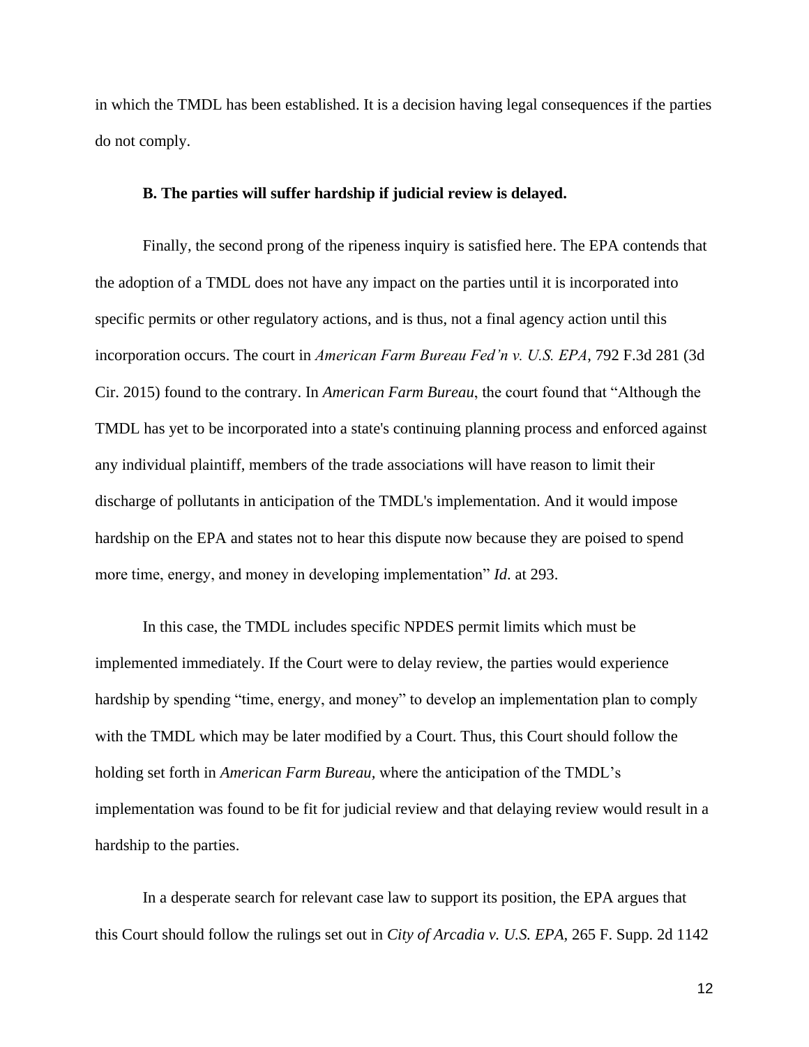in which the TMDL has been established. It is a decision having legal consequences if the parties do not comply.

**B. The parties will suffer hardship if judicial review is delayed.**

Finally, the second prong of the ripeness inquiry is satisfied here. The EPA contends that the adoption of a TMDL does not have any impact on the parties until it is incorporated into specific permits or other regulatory actions, and is thus, not a final agency action until this incorporation occurs. The court in *American Farm Bureau Fed'n v. U.S. EPA*, 792 F.3d 281 (3d Cir. 2015) found to the contrary. In *American Farm Bureau*, the court found that "Although the TMDL has yet to be incorporated into a state's continuing planning process and enforced against any individual plaintiff, members of the trade associations will have reason to limit their discharge of pollutants in anticipation of the TMDL's implementation. And it would impose hardship on the EPA and states not to hear this dispute now because they are poised to spend more time, energy, and money in developing implementation" *Id*. at 293.

In this case, the TMDL includes specific NPDES permit limits which must be implemented immediately. If the Court were to delay review, the parties would experience hardship by spending "time, energy, and money" to develop an implementation plan to comply with the TMDL which may be later modified by a Court. Thus, this Court should follow the holding set forth in *American Farm Bureau,* where the anticipation of the TMDL's implementation was found to be fit for judicial review and that delaying review would result in a hardship to the parties.

In a desperate search for relevant case law to support its position, the EPA argues that this Court should follow the rulings set out in *City of Arcadia v. U.S. EPA,* 265 F. Supp. 2d 1142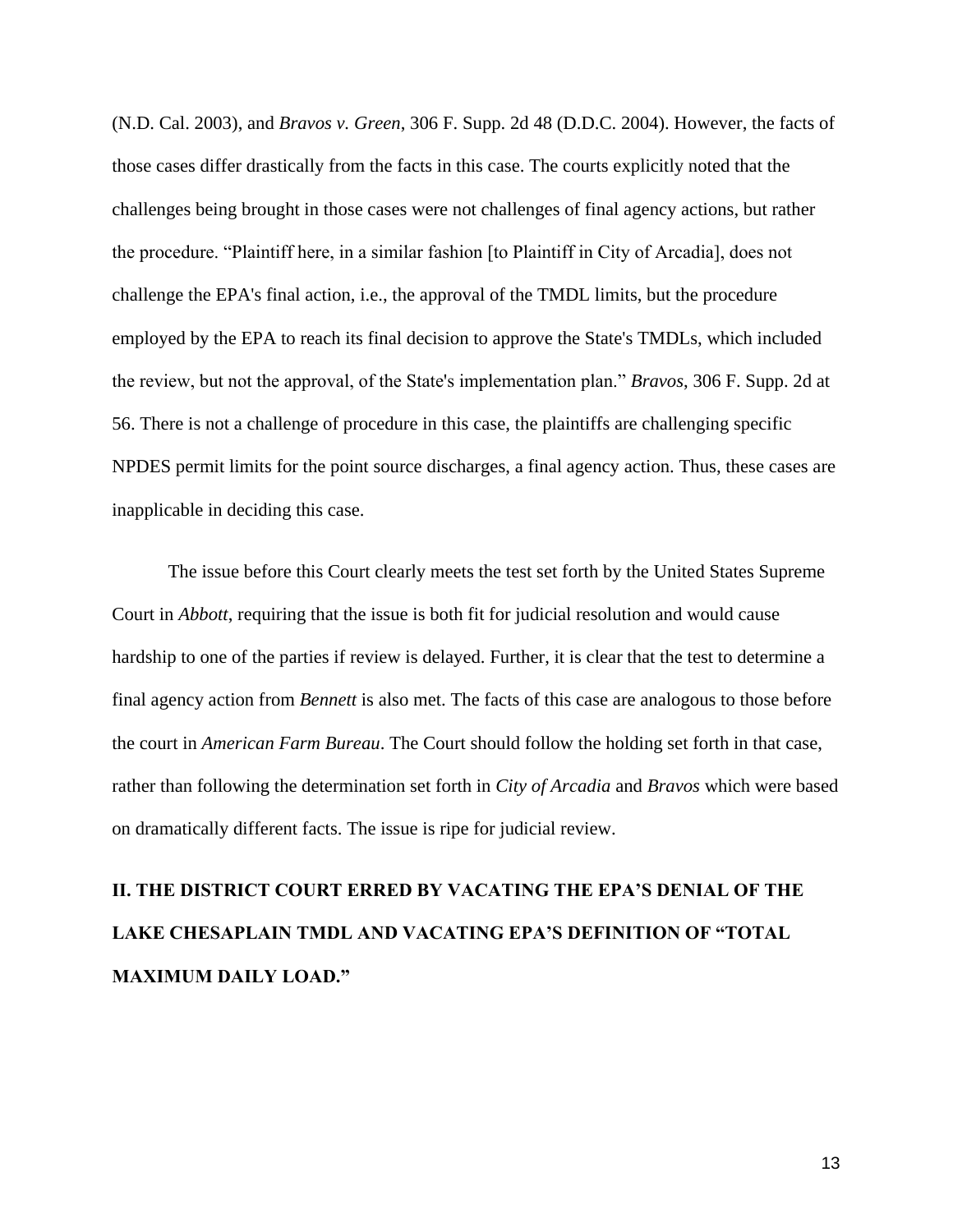(N.D. Cal. 2003), and *Bravos v. Green*, 306 F. Supp. 2d 48 (D.D.C. 2004). However, the facts of those cases differ drastically from the facts in this case. The courts explicitly noted that the challenges being brought in those cases were not challenges of final agency actions, but rather the procedure. "Plaintiff here, in a similar fashion [to Plaintiff in City of Arcadia], does not challenge the EPA's final action, i.e., the approval of the TMDL limits, but the procedure employed by the EPA to reach its final decision to approve the State's TMDLs, which included the review, but not the approval, of the State's implementation plan." *Bravos*, 306 F. Supp. 2d at 56. There is not a challenge of procedure in this case, the plaintiffs are challenging specific NPDES permit limits for the point source discharges, a final agency action. Thus, these cases are inapplicable in deciding this case.

The issue before this Court clearly meets the test set forth by the United States Supreme Court in *Abbott*, requiring that the issue is both fit for judicial resolution and would cause hardship to one of the parties if review is delayed. Further, it is clear that the test to determine a final agency action from *Bennett* is also met. The facts of this case are analogous to those before the court in *American Farm Bureau*. The Court should follow the holding set forth in that case, rather than following the determination set forth in *City of Arcadia* and *Bravos* which were based on dramatically different facts. The issue is ripe for judicial review.

## II. THE DISTRICT COURT ERRED BY VACATING THE EPA'S DENIAL OF THE LAKE CHESAPLAIN TMDL AND VACATING EPA'S DEFINITION OF "TOTAL MAXIMUM DAILY LOAD."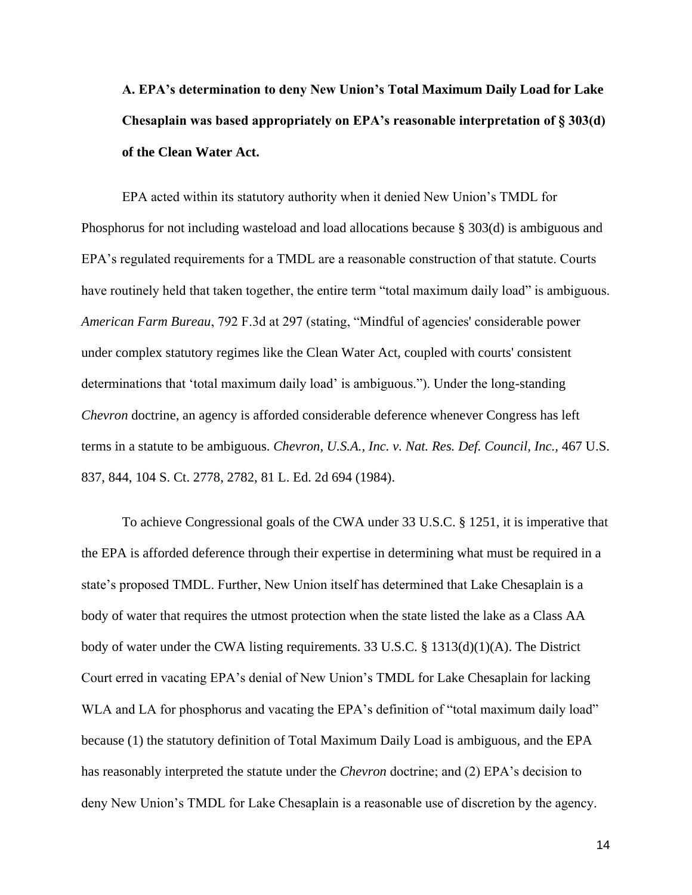### A. EPA's determination to deny New Union's Total Maximum Daily Load for Lake Chesaplain was based appropriately on EPA's reasonable interpretation of § 303(d) of the Clean Water Act.

EPA acted within its statutory authority when it denied New Union's TMDL for Phosphorus for not including wasteload and load allocations because § 303(d) is ambiguous and EPA's regulated requirements for a TMDL are a reasonable construction of that statute. Courts have routinely held that taken together, the entire term "total maximum daily load" is ambiguous. *American Farm Bureau*, 792 F.3d at 297 (stating, "Mindful of agencies' considerable power under complex statutory regimes like the Clean Water Act, coupled with courts' consistent determinations that 'total maximum daily load' is ambiguous."). Under the long-standing *Chevron* doctrine, an agency is afforded considerable deference whenever Congress has left terms in a statute to be ambiguous. *Chevron, U.S.A., Inc. v. Nat. Res. Def. Council, Inc.*, 467 U.S. 837, 844, 104 S. Ct. 2778, 2782, 81 L. Ed. 2d 694 (1984).

To achieve Congressional goals of the CWA under 33 U.S.C. § 1251, it is imperative that the EPA is afforded deference through their expertise in determining what must be required in a state's proposed TMDL. Further, New Union itself has determined that Lake Chesaplain is a body of water that requires the utmost protection when the state listed the lake as a Class AA body of water under the CWA listing requirements. 33 U.S.C. § 1313(d)(1)(A). The District Court erred in vacating EPA's denial of New Union's TMDL for Lake Chesaplain for lacking WLA and LA for phosphorus and vacating the EPA's definition of "total maximum daily load" because (1) the statutory definition of Total Maximum Daily Load is ambiguous, and the EPA has reasonably interpreted the statute under the *Chevron* doctrine; and (2) EPA's decision to deny New Union's TMDL for Lake Chesaplain is a reasonable use of discretion by the agency.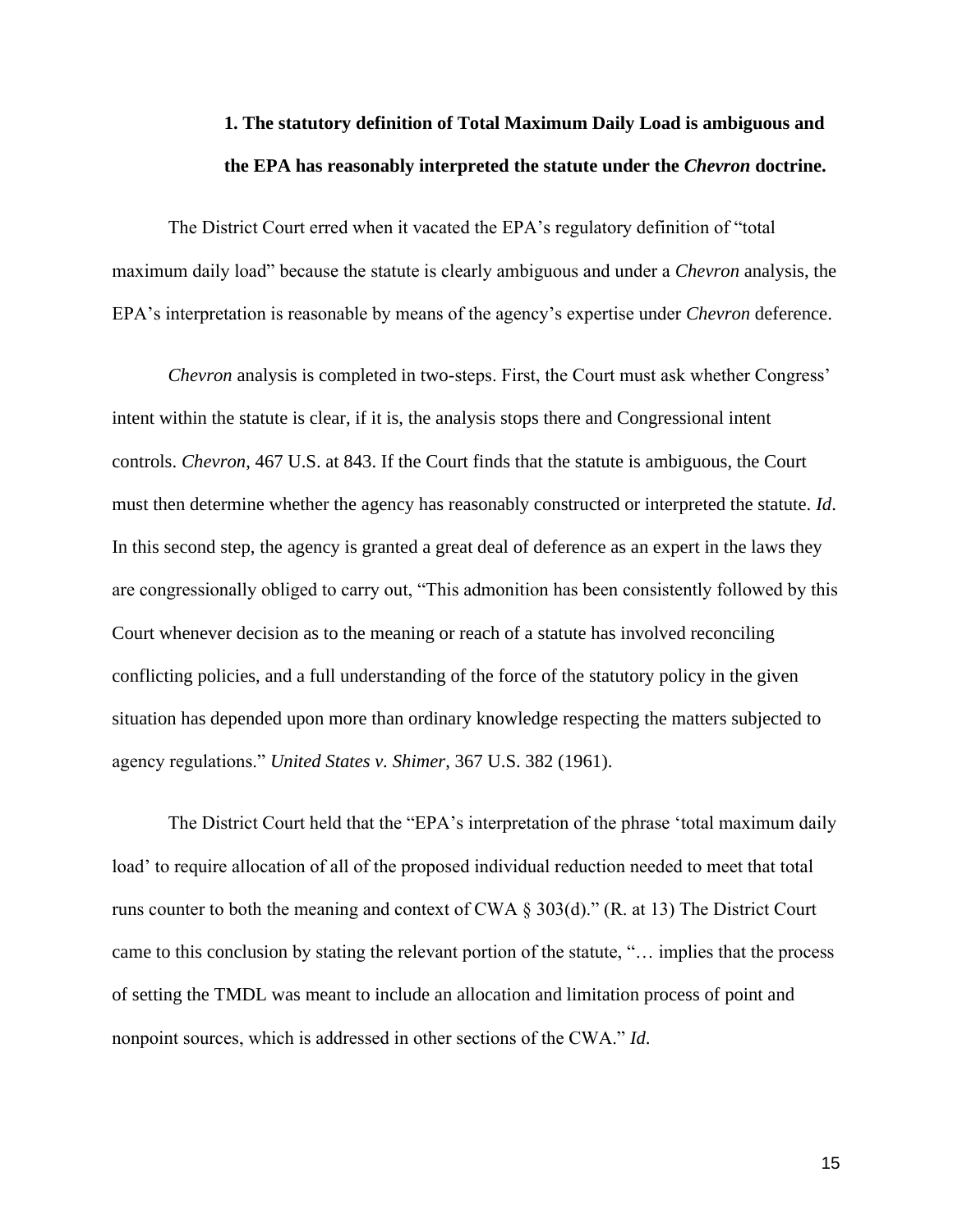### 1. The statutory definition of Total Maximum Daily Load is ambiguous and the EPA has reasonably interpreted the statute under the *Chevron* doctrine.

The District Court erred when it vacated the EPA's regulatory definition of "total maximum daily load" because the statute is clearly ambiguous and under a *Chevron* analysis, the EPA's interpretation is reasonable by means of the agency's expertise under *Chevron* deference.

*Chevron* analysis is completed in two-steps. First, the Court must ask whether Congress' intent within the statute is clear, if it is, the analysis stops there and Congressional intent controls. *Chevron*, 467 U.S. at 843. If the Court finds that the statute is ambiguous, the Court must then determine whether the agency has reasonably constructed or interpreted the statute. *Id*. In this second step, the agency is granted a great deal of deference as an expert in the laws they are congressionally obliged to carry out, "This admonition has been consistently followed by this Court whenever decision as to the meaning or reach of a statute has involved reconciling conflicting policies, and a full understanding of the force of the statutory policy in the given situation has depended upon more than ordinary knowledge respecting the matters subjected to agency regulations." *United States v. Shimer*, 367 U.S. 382 (1961).

The District Court held that the "EPA's interpretation of the phrase 'total maximum daily load' to require allocation of all of the proposed individual reduction needed to meet that total runs counter to both the meaning and context of CWA § 303(d)." (R. at 13) The District Court came to this conclusion by stating the relevant portion of the statute, "… implies that the process of setting the TMDL was meant to include an allocation and limitation process of point and nonpoint sources, which is addressed in other sections of the CWA." *Id.*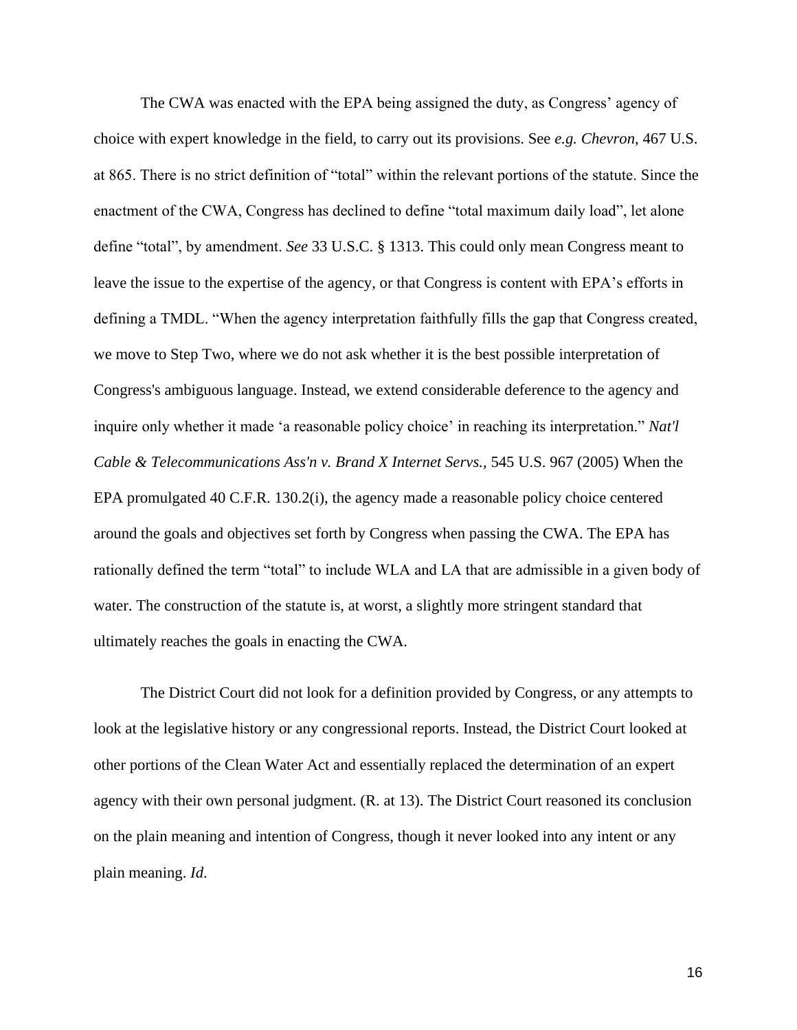The CWA was enacted with the EPA being assigned the duty, as Congress' agency of choice with expert knowledge in the field, to carry out its provisions. See *e.g. Chevron*, 467 U.S. at 865. There is no strict definition of "total" within the relevant portions of the statute. Since the enactment of the CWA, Congress has declined to define "total maximum daily load", let alone define "total", by amendment. *See* 33 U.S.C. § 1313. This could only mean Congress meant to leave the issue to the expertise of the agency, or that Congress is content with EPA's efforts in defining a TMDL. "When the agency interpretation faithfully fills the gap that Congress created, we move to Step Two, where we do not ask whether it is the best possible interpretation of Congress's ambiguous language. Instead, we extend considerable deference to the agency and inquire only whether it made 'a reasonable policy choice' in reaching its interpretation." *Nat'l Cable & Telecommunications Ass'n v. Brand X Internet Servs.*, 545 U.S. 967 (2005) When the EPA promulgated 40 C.F.R. 130.2(i), the agency made a reasonable policy choice centered around the goals and objectives set forth by Congress when passing the CWA. The EPA has rationally defined the term "total" to include WLA and LA that are admissible in a given body of water. The construction of the statute is, at worst, a slightly more stringent standard that ultimately reaches the goals in enacting the CWA.

The District Court did not look for a definition provided by Congress, or any attempts to look at the legislative history or any congressional reports. Instead, the District Court looked at other portions of the Clean Water Act and essentially replaced the determination of an expert agency with their own personal judgment. (R. at 13). The District Court reasoned its conclusion on the plain meaning and intention of Congress, though it never looked into any intent or any plain meaning. *Id.*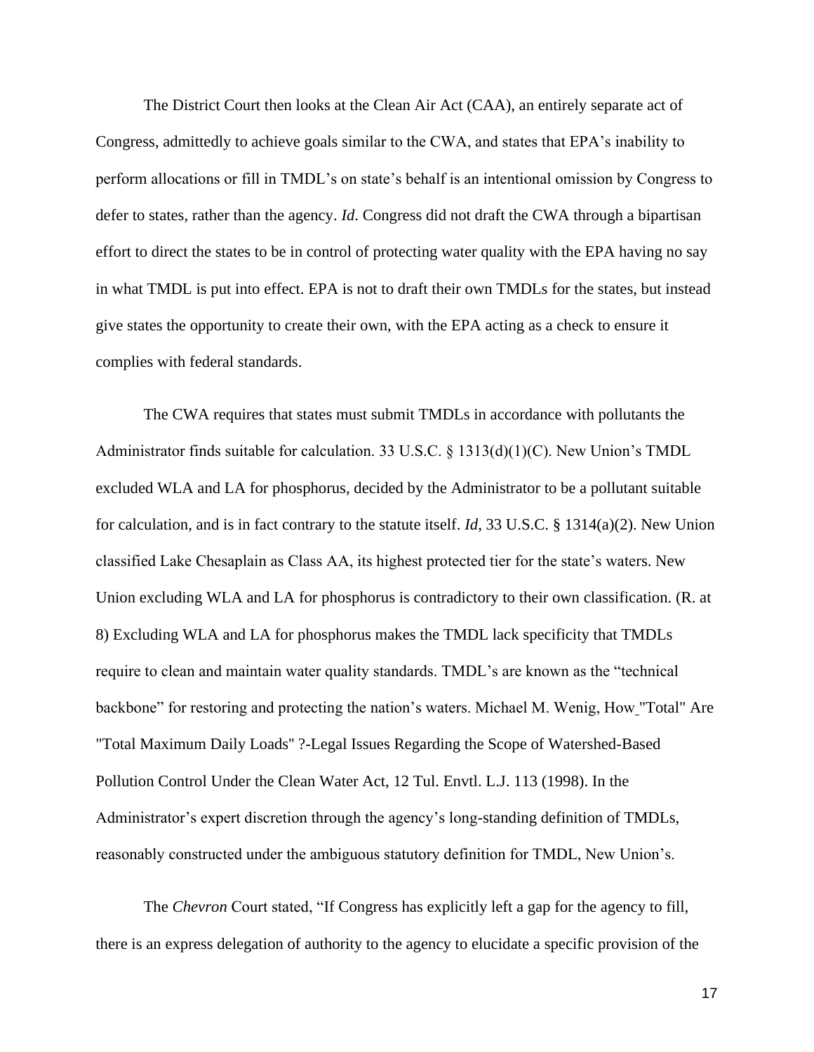The District Court then looks at the Clean Air Act (CAA), an entirely separate act of Congress, admittedly to achieve goals similar to the CWA, and states that EPA's inability to perform allocations or fill in TMDL's on state's behalf is an intentional omission by Congress to defer to states, rather than the agency. *Id*. Congress did not draft the CWA through a bipartisan effort to direct the states to be in control of protecting water quality with the EPA having no say in what TMDL is put into effect. EPA is not to draft their own TMDLs for the states, but instead give states the opportunity to create their own, with the EPA acting as a check to ensure it complies with federal standards.

The CWA requires that states must submit TMDLs in accordance with pollutants the Administrator finds suitable for calculation. 33 U.S.C. § 1313(d)(1)(C). New Union's TMDL excluded WLA and LA for phosphorus, decided by the Administrator to be a pollutant suitable for calculation, and is in fact contrary to the statute itself. *Id*, 33 U.S.C. § 1314(a)(2). New Union classified Lake Chesaplain as Class AA, its highest protected tier for the state's waters. New Union excluding WLA and LA for phosphorus is contradictory to their own classification. (R. at 8) Excluding WLA and LA for phosphorus makes the TMDL lack specificity that TMDLs require to clean and maintain water quality standards. TMDL's are known as the "technical backbone" for restoring and protecting the nation's waters. Michael M. Wenig, How "Total" Are "Total Maximum Daily Loads" ?-Legal Issues Regarding the Scope of Watershed-Based Pollution Control Under the Clean Water Act, 12 Tul. Envtl. L.J. 113 (1998). In the Administrator's expert discretion through the agency's long-standing definition of TMDLs, reasonably constructed under the ambiguous statutory definition for TMDL, New Union's.

The *Chevron* Court stated, "If Congress has explicitly left a gap for the agency to fill, there is an express delegation of authority to the agency to elucidate a specific provision of the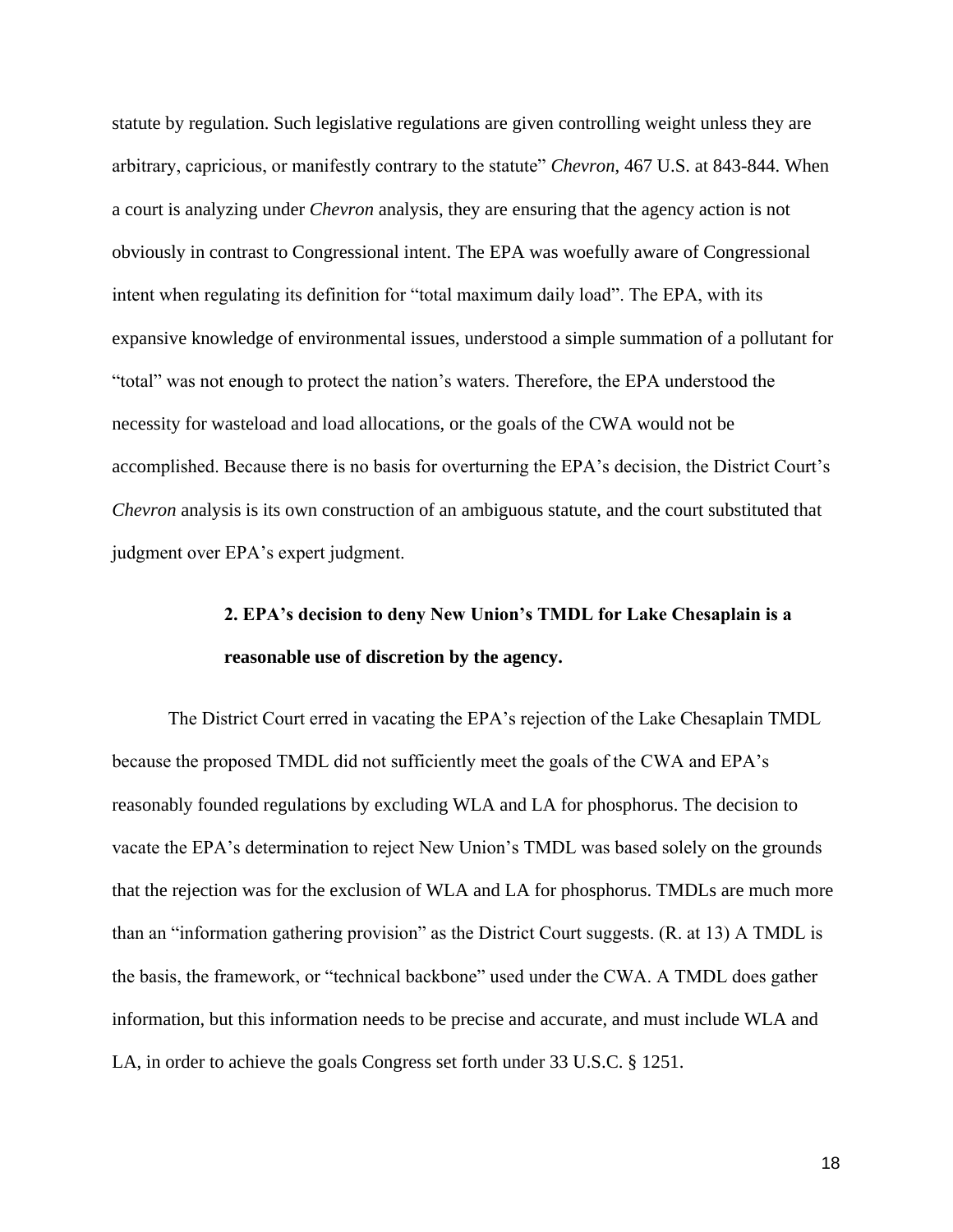statute by regulation. Such legislative regulations are given controlling weight unless they are arbitrary, capricious, or manifestly contrary to the statute" *Chevron,* 467 U.S. at 843-844. When a court is analyzing under *Chevron* analysis, they are ensuring that the agency action is not obviously in contrast to Congressional intent. The EPA was woefully aware of Congressional intent when regulating its definition for "total maximum daily load". The EPA, with its expansive knowledge of environmental issues, understood a simple summation of a pollutant for "total" was not enough to protect the nation's waters. Therefore, the EPA understood the necessity for wasteload and load allocations, or the goals of the CWA would not be accomplished. Because there is no basis for overturning the EPA's decision, the District Court's *Chevron* analysis is its own construction of an ambiguous statute, and the court substituted that judgment over EPA's expert judgment.

### 2. EPA's decision to deny New Union's TMDL for Lake Chesaplain is a reasonable use of discretion by the agency.

The District Court erred in vacating the EPA's rejection of the Lake Chesaplain TMDL because the proposed TMDL did not sufficiently meet the goals of the CWA and EPA's reasonably founded regulations by excluding WLA and LA for phosphorus. The decision to vacate the EPA's determination to reject New Union's TMDL was based solely on the grounds that the rejection was for the exclusion of WLA and LA for phosphorus. TMDLs are much more than an "information gathering provision" as the District Court suggests. (R. at 13) A TMDL is the basis, the framework, or "technical backbone" used under the CWA. A TMDL does gather information, but this information needs to be precise and accurate, and must include WLA and LA, in order to achieve the goals Congress set forth under 33 U.S.C. § 1251.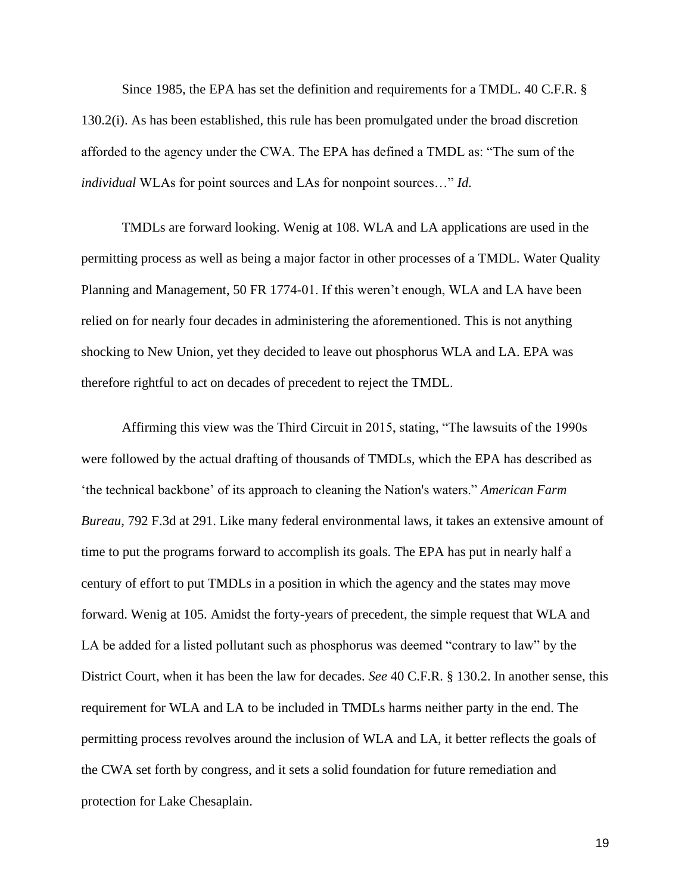Since 1985, the EPA has set the definition and requirements for a TMDL. 40 C.F.R. § 130.2(i). As has been established, this rule has been promulgated under the broad discretion afforded to the agency under the CWA. The EPA has defined a TMDL as: "The sum of the *individual* WLAs for point sources and LAs for nonpoint sources…" *Id.*

TMDLs are forward looking. Wenig at 108. WLA and LA applications are used in the permitting process as well as being a major factor in other processes of a TMDL. Water Quality Planning and Management, 50 FR 1774-01. If this weren't enough, WLA and LA have been relied on for nearly four decades in administering the aforementioned. This is not anything shocking to New Union, yet they decided to leave out phosphorus WLA and LA. EPA was therefore rightful to act on decades of precedent to reject the TMDL.

Affirming this view was the Third Circuit in 2015, stating, "The lawsuits of the 1990s were followed by the actual drafting of thousands of TMDLs, which the EPA has described as 'the technical backbone' of its approach to cleaning the Nation's waters." *American Farm Bureau*, 792 F.3d at 291. Like many federal environmental laws, it takes an extensive amount of time to put the programs forward to accomplish its goals. The EPA has put in nearly half a century of effort to put TMDLs in a position in which the agency and the states may move forward. Wenig at 105. Amidst the forty-years of precedent, the simple request that WLA and LA be added for a listed pollutant such as phosphorus was deemed "contrary to law" by the District Court, when it has been the law for decades. *See* 40 C.F.R. § 130.2. In another sense, this requirement for WLA and LA to be included in TMDLs harms neither party in the end. The permitting process revolves around the inclusion of WLA and LA, it better reflects the goals of the CWA set forth by congress, and it sets a solid foundation for future remediation and protection for Lake Chesaplain.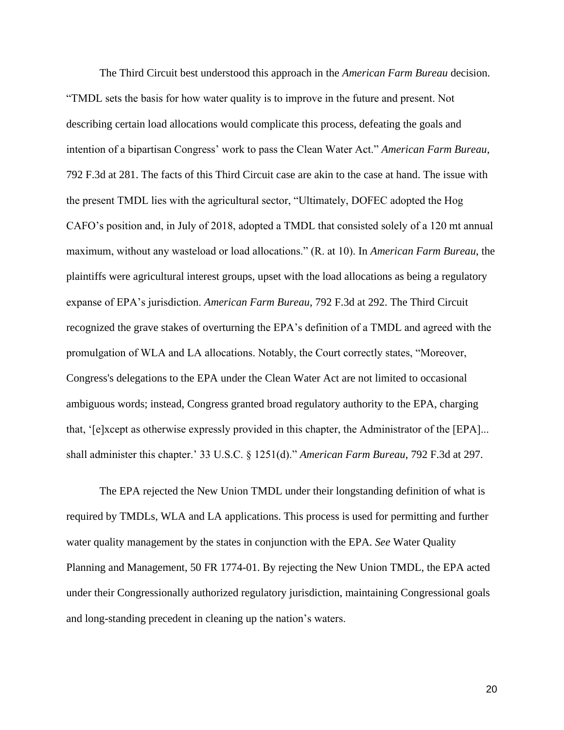The Third Circuit best understood this approach in the *American Farm Bureau* decision. "TMDL sets the basis for how water quality is to improve in the future and present. Not describing certain load allocations would complicate this process, defeating the goals and intention of a bipartisan Congress' work to pass the Clean Water Act." *American Farm Bureau*, 792 F.3d at 281. The facts of this Third Circuit case are akin to the case at hand. The issue with the present TMDL lies with the agricultural sector, "Ultimately, DOFEC adopted the Hog CAFO's position and, in July of 2018, adopted a TMDL that consisted solely of a 120 mt annual maximum, without any wasteload or load allocations." (R. at 10). In *American Farm Bureau*, the plaintiffs were agricultural interest groups, upset with the load allocations as being a regulatory expanse of EPA's jurisdiction. *American Farm Bureau*, 792 F.3d at 292. The Third Circuit recognized the grave stakes of overturning the EPA's definition of a TMDL and agreed with the promulgation of WLA and LA allocations. Notably, the Court correctly states, "Moreover, Congress's delegations to the EPA under the Clean Water Act are not limited to occasional ambiguous words; instead, Congress granted broad regulatory authority to the EPA, charging that, '[e]xcept as otherwise expressly provided in this chapter, the Administrator of the [EPA]... shall administer this chapter.' 33 U.S.C. § 1251(d)." *American Farm Bureau*, 792 F.3d at 297.

The EPA rejected the New Union TMDL under their longstanding definition of what is required by TMDLs, WLA and LA applications. This process is used for permitting and further water quality management by the states in conjunction with the EPA. *See* Water Quality Planning and Management, 50 FR 1774-01. By rejecting the New Union TMDL, the EPA acted under their Congressionally authorized regulatory jurisdiction, maintaining Congressional goals and long-standing precedent in cleaning up the nation's waters.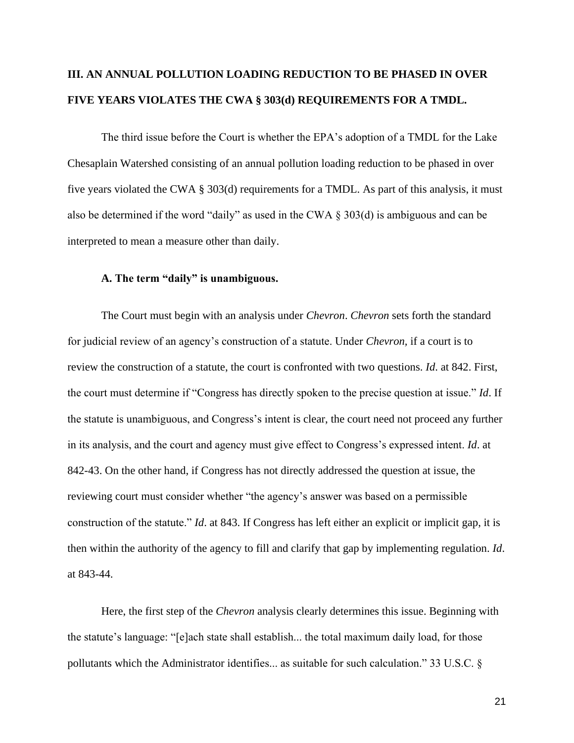## III. AN ANNUAL POLLUTION LOADING REDUCTION TO BE PHASED IN OVER FIVE YEARS VIOLATES THE CWA § 303(d) REQUIREMENTS FOR A TMDL.

The third issue before the Court is whether the EPA's adoption of a TMDL for the Lake Chesaplain Watershed consisting of an annual pollution loading reduction to be phased in over five years violated the CWA § 303(d) requirements for a TMDL. As part of this analysis, it must also be determined if the word "daily" as used in the CWA § 303(d) is ambiguous and can be interpreted to mean a measure other than daily.

### A. The term "daily" is unambiguous.

The Court must begin with an analysis under *Chevron*. *Chevron* sets forth the standard for judicial review of an agency's construction of a statute. Under *Chevron,* if a court is to review the construction of a statute, the court is confronted with two questions. *Id*. at 842. First, the court must determine if "Congress has directly spoken to the precise question at issue." *Id*. If the statute is unambiguous, and Congress's intent is clear, the court need not proceed any further in its analysis, and the court and agency must give effect to Congress's expressed intent. *Id*. at 842-43. On the other hand, if Congress has not directly addressed the question at issue, the reviewing court must consider whether "the agency's answer was based on a permissible construction of the statute." *Id*. at 843. If Congress has left either an explicit or implicit gap, it is then within the authority of the agency to fill and clarify that gap by implementing regulation. *Id*. at 843-44.

Here, the first step of the *Chevron* analysis clearly determines this issue. Beginning with the statute's language: "[e]ach state shall establish... the total maximum daily load, for those pollutants which the Administrator identifies... as suitable for such calculation." 33 U.S.C. §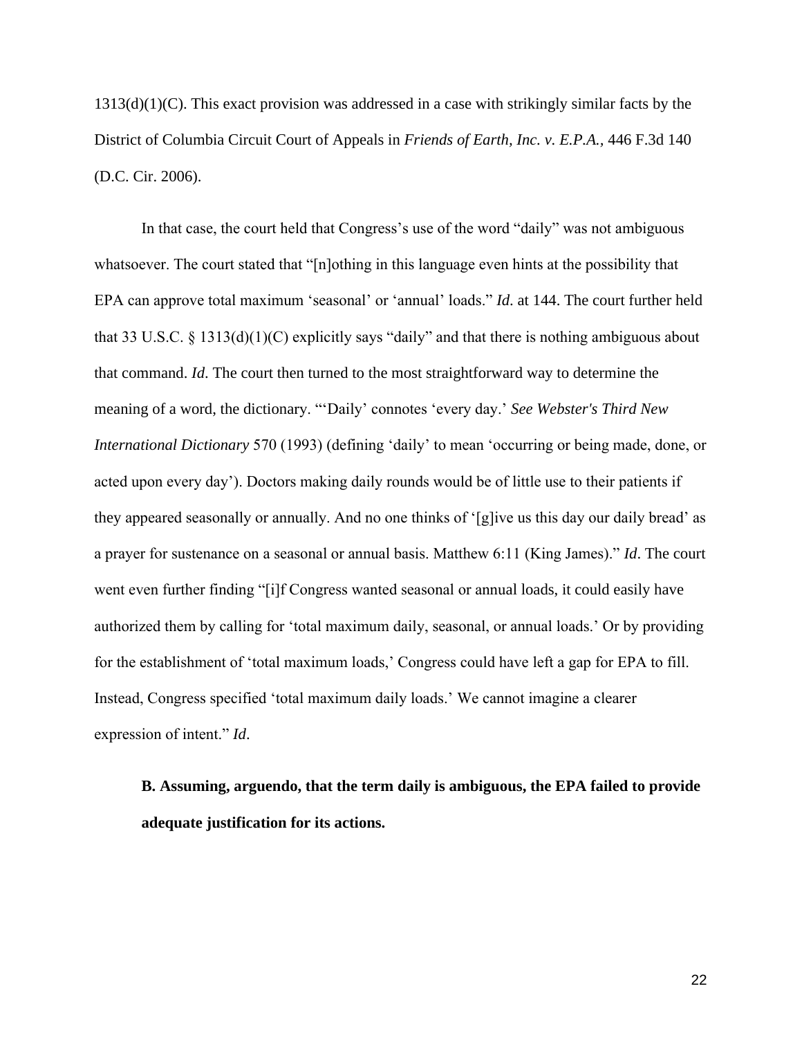1313(d)(1)(C). This exact provision was addressed in a case with strikingly similar facts by the District of Columbia Circuit Court of Appeals in *Friends of Earth, Inc. v. E.P.A.*, 446 F.3d 140 (D.C. Cir. 2006).

In that case, the court held that Congress's use of the word "daily" was not ambiguous whatsoever. The court stated that "[n]othing in this language even hints at the possibility that EPA can approve total maximum 'seasonal' or 'annual' loads." *Id*. at 144. The court further held that 33 U.S.C. § 1313(d)(1)(C) explicitly says "daily" and that there is nothing ambiguous about that command. *Id.* The court then turned to the most straightforward way to determine the meaning of a word, the dictionary. "'Daily' connotes 'every day.' *See Webster's Third New International Dictionary* 570 (1993) (defining 'daily' to mean 'occurring or being made, done, or acted upon every day'). Doctors making daily rounds would be of little use to their patients if they appeared seasonally or annually. And no one thinks of '[g]ive us this day our daily bread' as a prayer for sustenance on a seasonal or annual basis. Matthew 6:11 (King James)." *Id*. The court went even further finding "[i]f Congress wanted seasonal or annual loads, it could easily have authorized them by calling for 'total maximum daily, seasonal, or annual loads.' Or by providing for the establishment of 'total maximum loads,' Congress could have left a gap for EPA to fill. Instead, Congress specified 'total maximum daily loads.' We cannot imagine a clearer expression of intent." *Id*.

**B. Assuming, arguendo, that the term daily is ambiguous, the EPA failed to provide adequate justification for its actions.**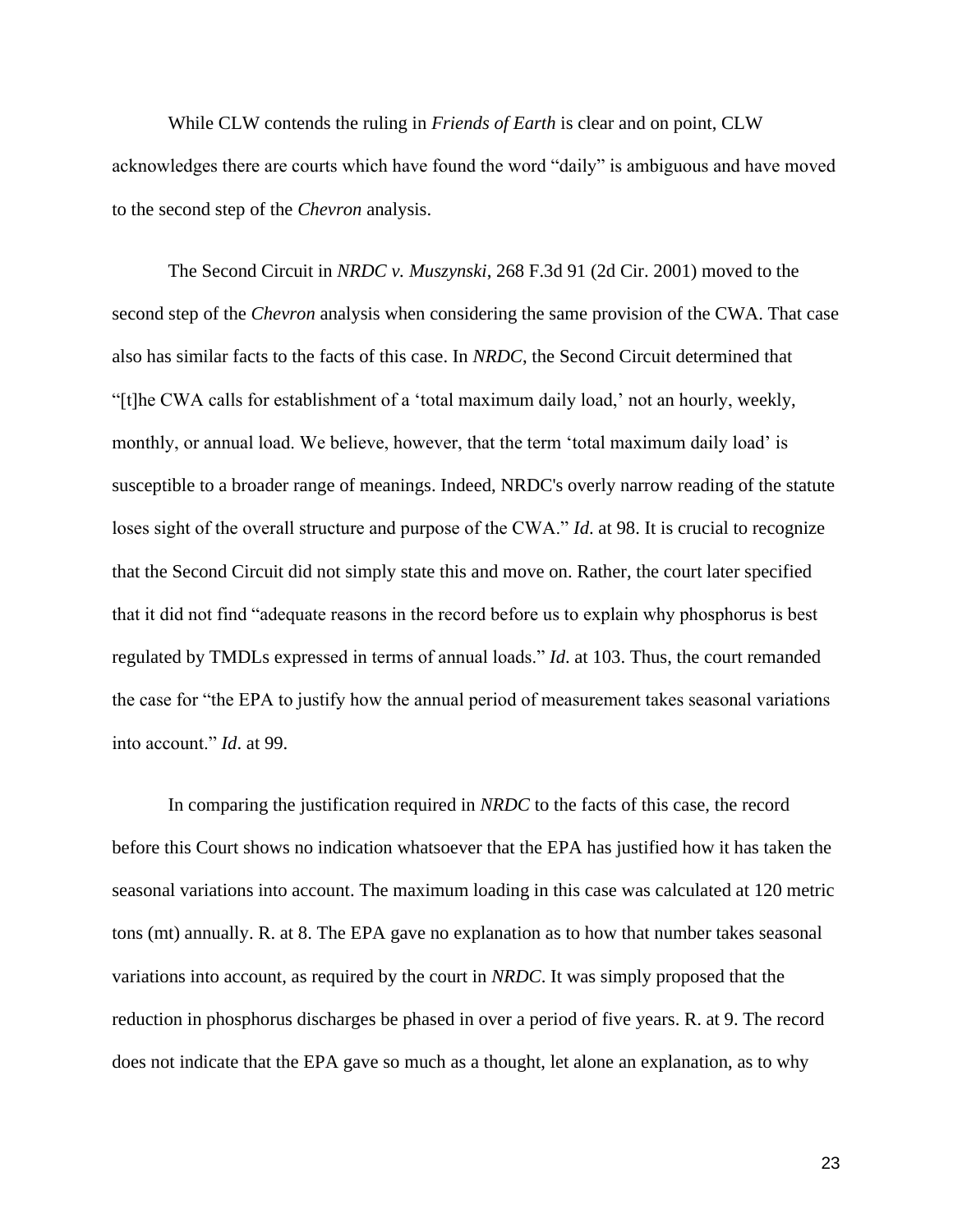While CLW contends the ruling in *Friends of Earth* is clear and on point, CLW acknowledges there are courts which have found the word "daily" is ambiguous and have moved to the second step of the *Chevron* analysis.

The Second Circuit in *NRDC v. Muszynski*, 268 F.3d 91 (2d Cir. 2001) moved to the second step of the *Chevron* analysis when considering the same provision of the CWA. That case also has similar facts to the facts of this case. In *NRDC*, the Second Circuit determined that "[t]he CWA calls for establishment of a 'total maximum daily load,' not an hourly, weekly, monthly, or annual load. We believe, however, that the term 'total maximum daily load' is susceptible to a broader range of meanings. Indeed, NRDC's overly narrow reading of the statute loses sight of the overall structure and purpose of the CWA." *Id*. at 98. It is crucial to recognize that the Second Circuit did not simply state this and move on. Rather, the court later specified that it did not find "adequate reasons in the record before us to explain why phosphorus is best regulated by TMDLs expressed in terms of annual loads." *Id*. at 103. Thus, the court remanded the case for "the EPA to justify how the annual period of measurement takes seasonal variations into account." *Id*. at 99.

In comparing the justification required in *NRDC* to the facts of this case, the record before this Court shows no indication whatsoever that the EPA has justified how it has taken the seasonal variations into account. The maximum loading in this case was calculated at 120 metric tons (mt) annually. R. at 8. The EPA gave no explanation as to how that number takes seasonal variations into account, as required by the court in *NRDC*. It was simply proposed that the reduction in phosphorus discharges be phased in over a period of five years. R. at 9. The record does not indicate that the EPA gave so much as a thought, let alone an explanation, as to why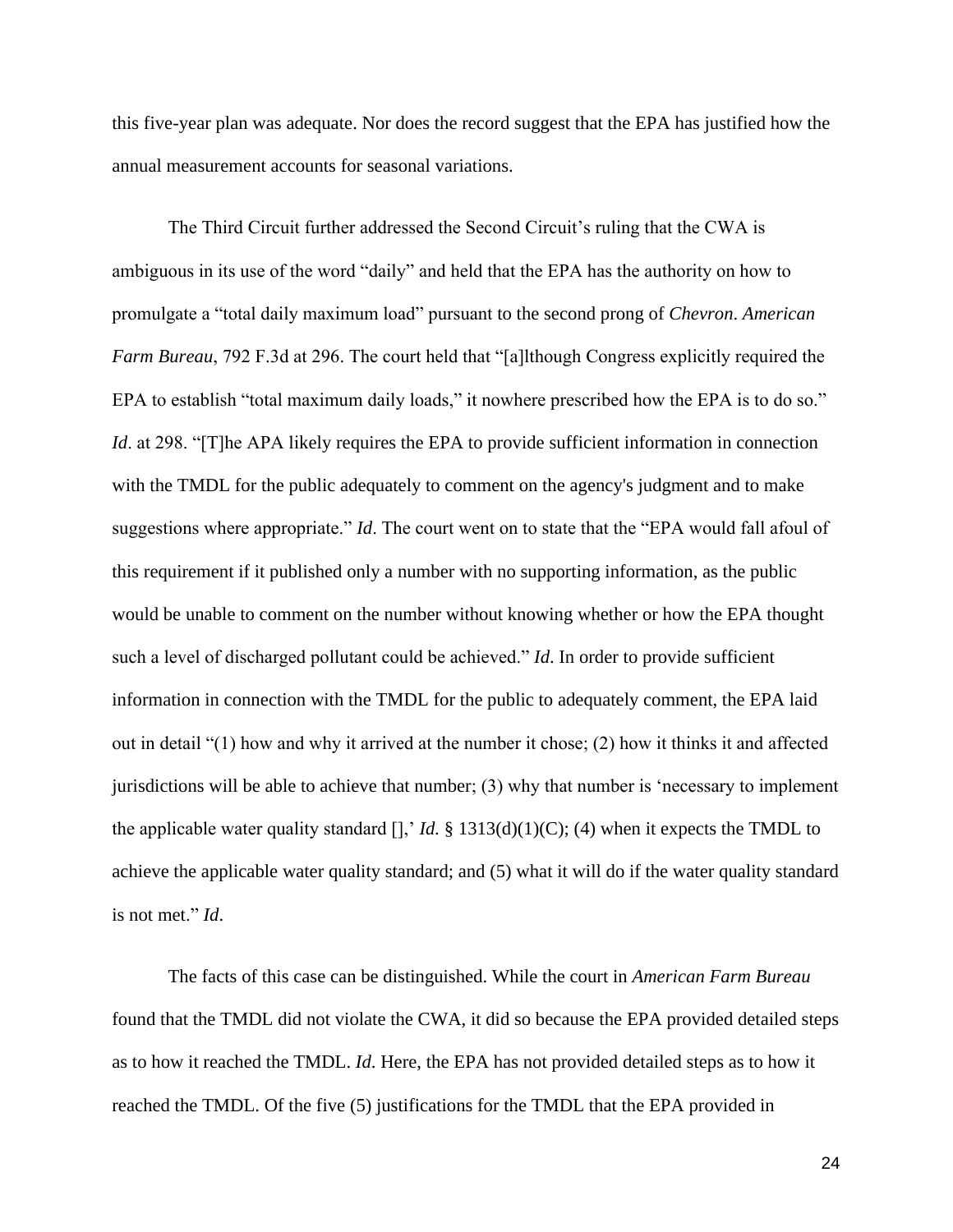this five-year plan was adequate. Nor does the record suggest that the EPA has justified how the annual measurement accounts for seasonal variations.

The Third Circuit further addressed the Second Circuit's ruling that the CWA is ambiguous in its use of the word "daily" and held that the EPA has the authority on how to promulgate a "total daily maximum load" pursuant to the second prong of *Chevron*. *American Farm Bureau*, 792 F.3d at 296. The court held that "[a]lthough Congress explicitly required the EPA to establish "total maximum daily loads," it nowhere prescribed how the EPA is to do so." *Id*. at 298. "[T]he APA likely requires the EPA to provide sufficient information in connection with the TMDL for the public adequately to comment on the agency's judgment and to make suggestions where appropriate." *Id*. The court went on to state that the "EPA would fall afoul of this requirement if it published only a number with no supporting information, as the public would be unable to comment on the number without knowing whether or how the EPA thought such a level of discharged pollutant could be achieved." *Id*. In order to provide sufficient information in connection with the TMDL for the public to adequately comment, the EPA laid out in detail "(1) how and why it arrived at the number it chose; (2) how it thinks it and affected jurisdictions will be able to achieve that number; (3) why that number is 'necessary to implement the applicable water quality standard [],' *Id.* § 1313(d)(1)(C); (4) when it expects the TMDL to achieve the applicable water quality standard; and (5) what it will do if the water quality standard is not met." *Id*.

The facts of this case can be distinguished. While the court in *American Farm Bureau* found that the TMDL did not violate the CWA, it did so because the EPA provided detailed steps as to how it reached the TMDL. *Id*. Here, the EPA has not provided detailed steps as to how it reached the TMDL. Of the five (5) justifications for the TMDL that the EPA provided in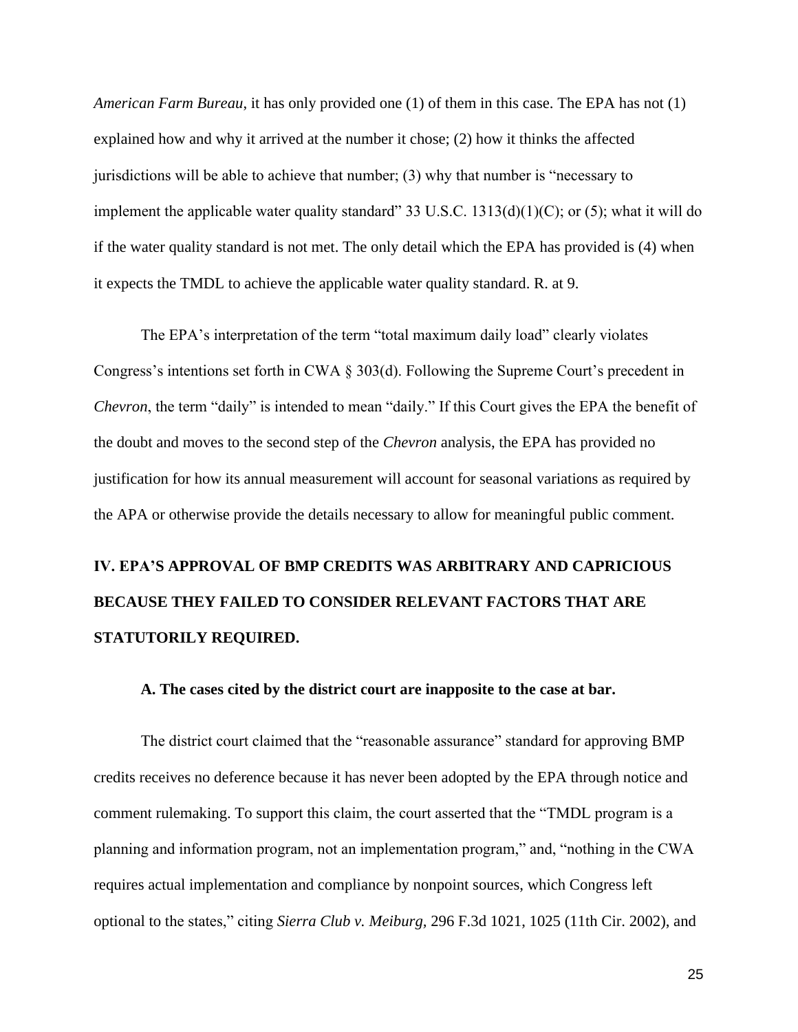*American Farm Bureau*, it has only provided one (1) of them in this case. The EPA has not (1) explained how and why it arrived at the number it chose; (2) how it thinks the affected jurisdictions will be able to achieve that number; (3) why that number is "necessary to implement the applicable water quality standard" 33 U.S.C. 1313(d)(1)(C); or (5); what it will do if the water quality standard is not met. The only detail which the EPA has provided is (4) when it expects the TMDL to achieve the applicable water quality standard. R. at 9.

The EPA's interpretation of the term "total maximum daily load" clearly violates Congress's intentions set forth in CWA § 303(d). Following the Supreme Court's precedent in *Chevron*, the term "daily" is intended to mean "daily." If this Court gives the EPA the benefit of the doubt and moves to the second step of the *Chevron* analysis, the EPA has provided no justification for how its annual measurement will account for seasonal variations as required by the APA or otherwise provide the details necessary to allow for meaningful public comment.

## IV. EPA'S APPROVAL OF BMP CREDITS WAS ARBITRARY AND CAPRICIOUS BECAUSE THEY FAILED TO CONSIDER RELEVANT FACTORS THAT ARE STATUTORILY REQUIRED.

### A. The cases cited by the district court are inapposite to the case at bar.

The district court claimed that the "reasonable assurance" standard for approving BMP credits receives no deference because it has never been adopted by the EPA through notice and comment rulemaking. To support this claim, the court asserted that the "TMDL program is a planning and information program, not an implementation program," and, "nothing in the CWA requires actual implementation and compliance by nonpoint sources, which Congress left optional to the states," citing *Sierra Club v. Meiburg*, 296 F.3d 1021, 1025 (11th Cir. 2002), and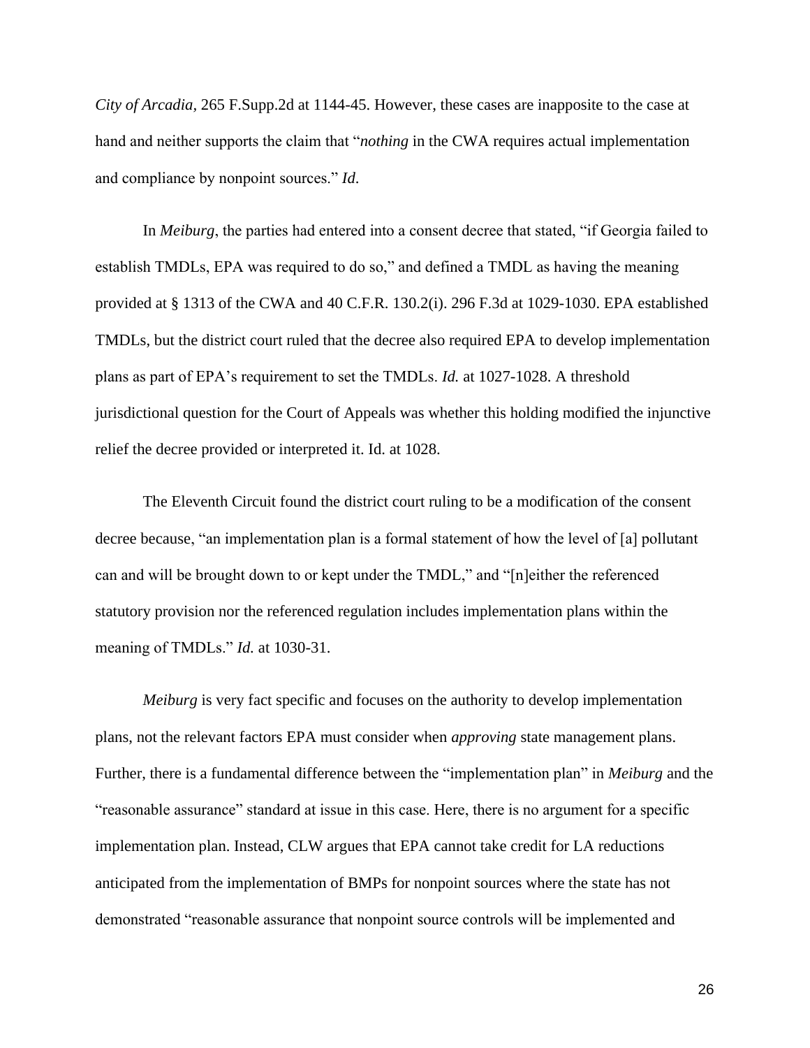*City of Arcadia*, 265 F.Supp.2d at 1144-45. However, these cases are inapposite to the case at hand and neither supports the claim that "*nothing* in the CWA requires actual implementation and compliance by nonpoint sources." *Id*.

In *Meiburg*, the parties had entered into a consent decree that stated, "if Georgia failed to establish TMDLs, EPA was required to do so," and defined a TMDL as having the meaning provided at § 1313 of the CWA and 40 C.F.R. 130.2(i). 296 F.3d at 1029-1030. EPA established TMDLs, but the district court ruled that the decree also required EPA to develop implementation plans as part of EPA's requirement to set the TMDLs. *Id.* at 1027-1028. A threshold jurisdictional question for the Court of Appeals was whether this holding modified the injunctive relief the decree provided or interpreted it. Id. at 1028.

The Eleventh Circuit found the district court ruling to be a modification of the consent decree because, "an implementation plan is a formal statement of how the level of [a] pollutant can and will be brought down to or kept under the TMDL," and "[n]either the referenced statutory provision nor the referenced regulation includes implementation plans within the meaning of TMDLs." *Id.* at 1030-31.

*Meiburg* is very fact specific and focuses on the authority to develop implementation plans, not the relevant factors EPA must consider when *approving* state management plans. Further, there is a fundamental difference between the "implementation plan" in *Meiburg* and the "reasonable assurance" standard at issue in this case. Here, there is no argument for a specific implementation plan. Instead, CLW argues that EPA cannot take credit for LA reductions anticipated from the implementation of BMPs for nonpoint sources where the state has not demonstrated "reasonable assurance that nonpoint source controls will be implemented and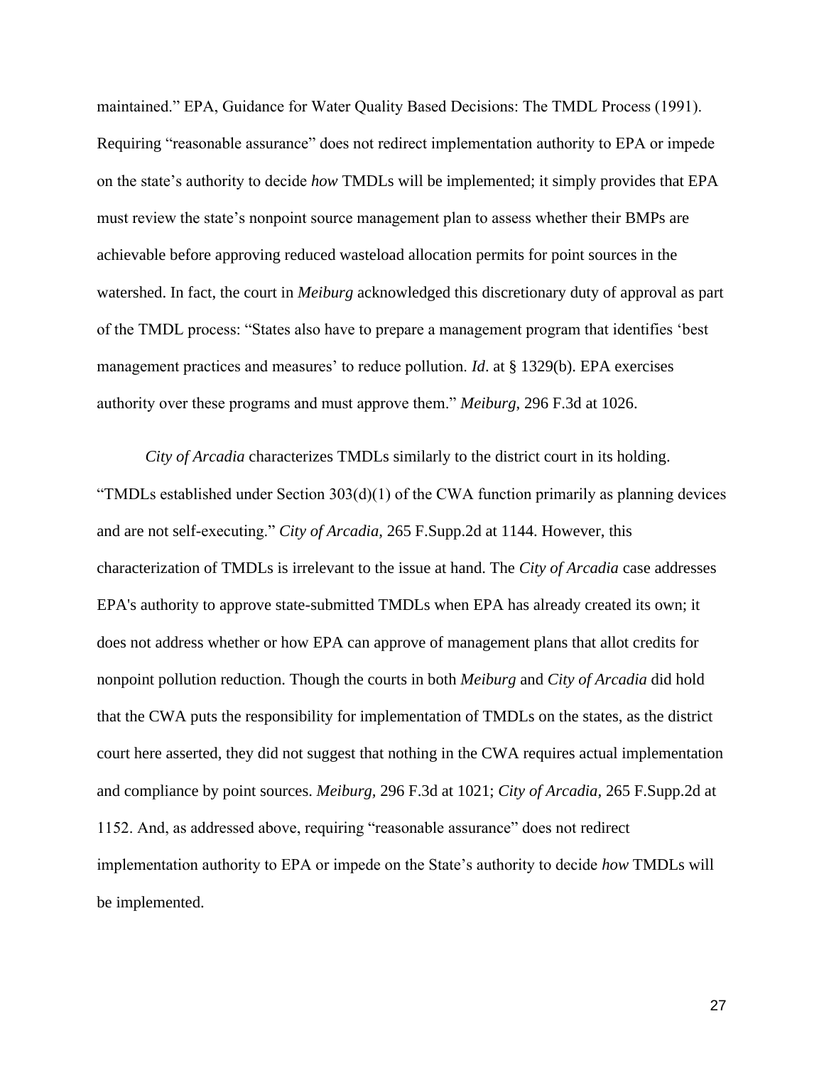maintained." EPA, Guidance for Water Quality Based Decisions: The TMDL Process (1991). Requiring "reasonable assurance" does not redirect implementation authority to EPA or impede on the state's authority to decide *how* TMDLs will be implemented; it simply provides that EPA must review the state's nonpoint source management plan to assess whether their BMPs are achievable before approving reduced wasteload allocation permits for point sources in the watershed. In fact, the court in *Meiburg* acknowledged this discretionary duty of approval as part of the TMDL process: "States also have to prepare a management program that identifies 'best management practices and measures' to reduce pollution. *Id*. at § 1329(b). EPA exercises authority over these programs and must approve them." *Meiburg,* 296 F.3d at 1026.

*City of Arcadia* characterizes TMDLs similarly to the district court in its holding. "TMDLs established under Section 303(d)(1) of the CWA function primarily as planning devices and are not self-executing." *City of Arcadia,* 265 F.Supp.2d at 1144. However, this characterization of TMDLs is irrelevant to the issue at hand. The *City of Arcadia* case addresses EPA's authority to approve state-submitted TMDLs when EPA has already created its own; it does not address whether or how EPA can approve of management plans that allot credits for nonpoint pollution reduction. Though the courts in both *Meiburg* and *City of Arcadia* did hold that the CWA puts the responsibility for implementation of TMDLs on the states, as the district court here asserted, they did not suggest that nothing in the CWA requires actual implementation and compliance by point sources. *Meiburg,* 296 F.3d at 1021; *City of Arcadia,* 265 F.Supp.2d at 1152. And, as addressed above, requiring "reasonable assurance" does not redirect implementation authority to EPA or impede on the State's authority to decide *how* TMDLs will be implemented.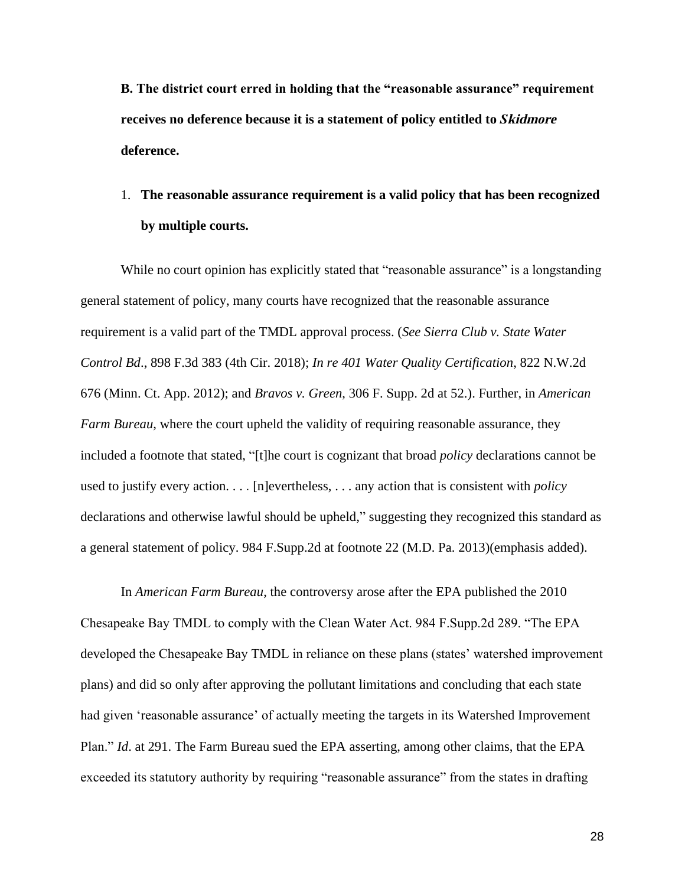**B. The district court erred in holding that the "reasonable assurance" requirement receives no deference because it is a statement of policy entitled to *Skidmore* deference.**

1. **The reasonable assurance requirement is a valid policy that has been recognized by multiple courts.**

While no court opinion has explicitly stated that "reasonable assurance" is a longstanding general statement of policy, many courts have recognized that the reasonable assurance requirement is a valid part of the TMDL approval process. (*See Sierra Club v. State Water Control Bd*., 898 F.3d 383 (4th Cir. 2018); *In re 401 Water Quality Certification*, 822 N.W.2d 676 (Minn. Ct. App. 2012); and *Bravos v. Green*, 306 F. Supp. 2d at 52.). Further, in *American Farm Bureau*, where the court upheld the validity of requiring reasonable assurance, they included a footnote that stated, "[t]he court is cognizant that broad *policy* declarations cannot be used to justify every action. . . . [n]evertheless, . . . any action that is consistent with *policy* declarations and otherwise lawful should be upheld," suggesting they recognized this standard as a general statement of policy. 984 F.Supp.2d at footnote 22 (M.D. Pa. 2013)(emphasis added).

In *American Farm Bureau*, the controversy arose after the EPA published the 2010 Chesapeake Bay TMDL to comply with the Clean Water Act. 984 F.Supp.2d 289. "The EPA developed the Chesapeake Bay TMDL in reliance on these plans (states' watershed improvement plans) and did so only after approving the pollutant limitations and concluding that each state had given 'reasonable assurance' of actually meeting the targets in its Watershed Improvement Plan." *Id*. at 291. The Farm Bureau sued the EPA asserting, among other claims, that the EPA exceeded its statutory authority by requiring "reasonable assurance" from the states in drafting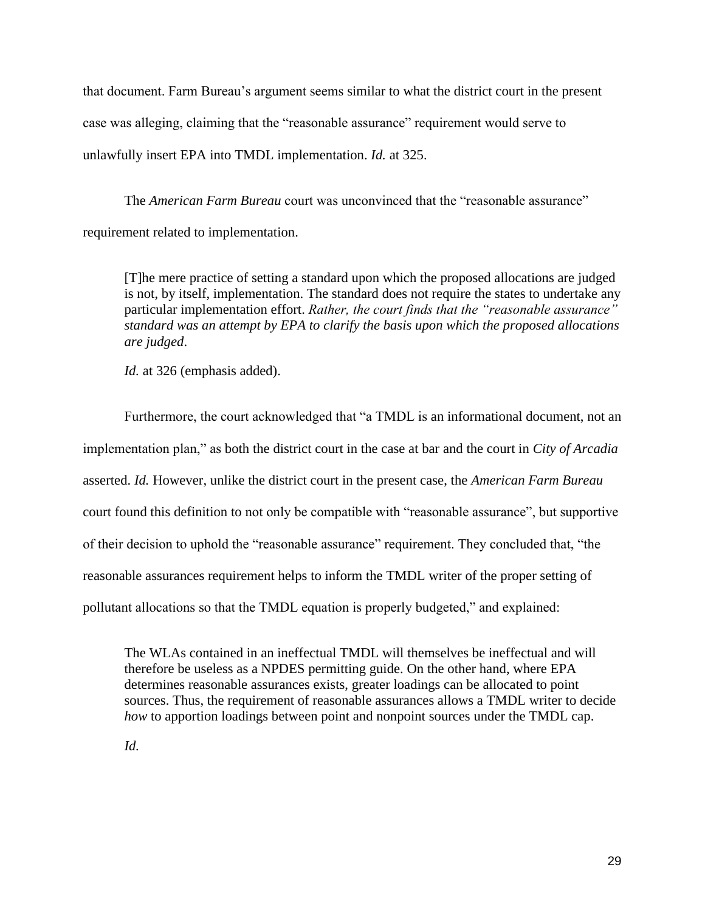that document. Farm Bureau's argument seems similar to what the district court in the present case was alleging, claiming that the "reasonable assurance" requirement would serve to unlawfully insert EPA into TMDL implementation. *Id.* at 325.

The *American Farm Bureau* court was unconvinced that the "reasonable assurance" requirement related to implementation.

> [T]he mere practice of setting a standard upon which the proposed allocations are judged is not, by itself, implementation. The standard does not require the states to undertake any particular implementation effort. *Rather, the court finds that the "reasonable assurance" standard was an attempt by EPA to clarify the basis upon which the proposed allocations are judged*.
>
> *Id.* at 326 (emphasis added).

Furthermore, the court acknowledged that "a TMDL is an informational document, not an implementation plan," as both the district court in the case at bar and the court in *City of Arcadia* asserted. *Id.* However, unlike the district court in the present case, the *American Farm Bureau* court found this definition to not only be compatible with "reasonable assurance", but supportive of their decision to uphold the "reasonable assurance" requirement. They concluded that, "the reasonable assurances requirement helps to inform the TMDL writer of the proper setting of pollutant allocations so that the TMDL equation is properly budgeted," and explained:

> The WLAs contained in an ineffectual TMDL will themselves be ineffectual and will therefore be useless as a NPDES permitting guide. On the other hand, where EPA determines reasonable assurances exists, greater loadings can be allocated to point sources. Thus, the requirement of reasonable assurances allows a TMDL writer to decide *how* to apportion loadings between point and nonpoint sources under the TMDL cap.
>
> *Id.*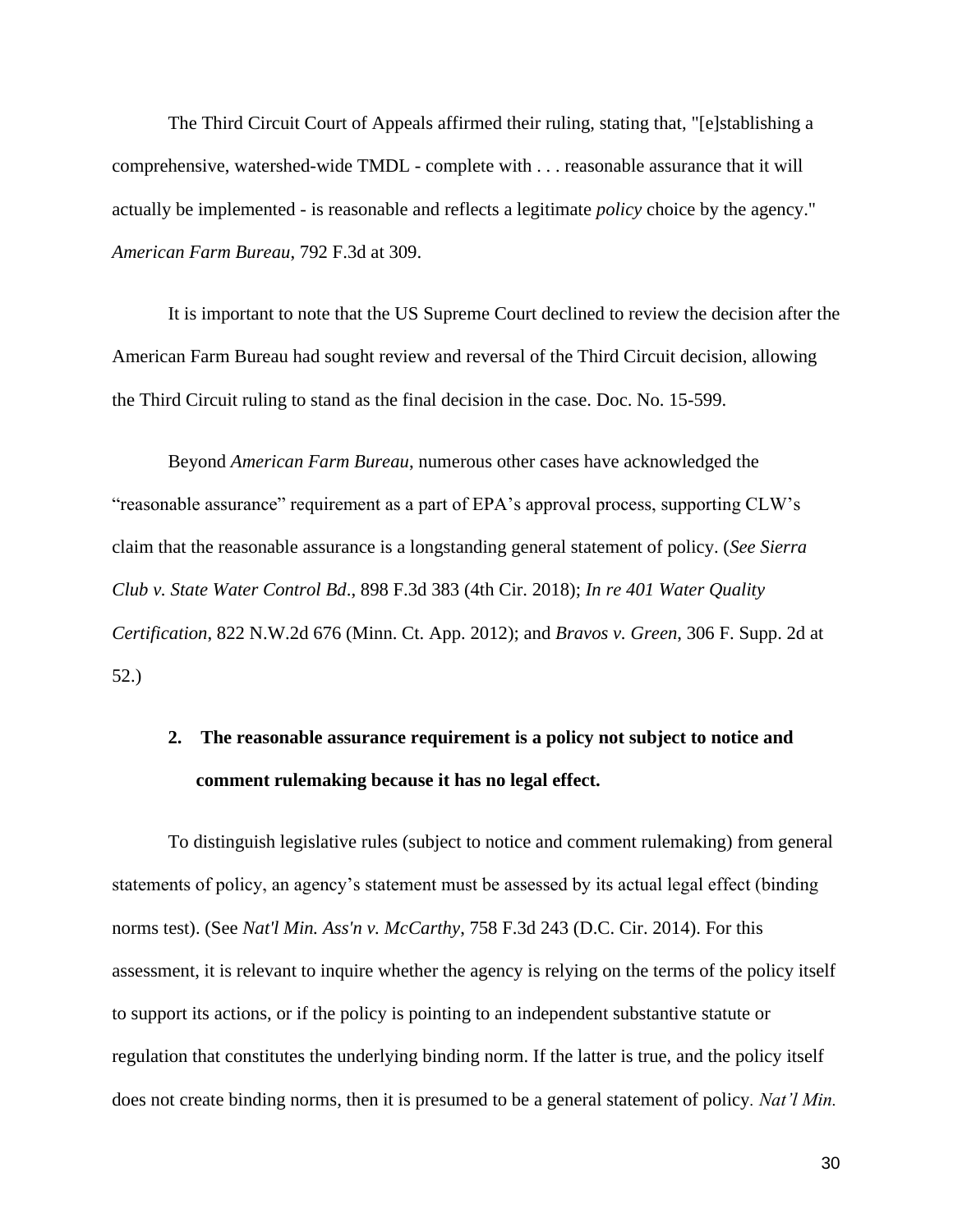The Third Circuit Court of Appeals affirmed their ruling, stating that, "[e]stablishing a comprehensive, watershed-wide TMDL - complete with . . . reasonable assurance that it will actually be implemented - is reasonable and reflects a legitimate *policy* choice by the agency." *American Farm Bureau*, 792 F.3d at 309.

It is important to note that the US Supreme Court declined to review the decision after the American Farm Bureau had sought review and reversal of the Third Circuit decision, allowing the Third Circuit ruling to stand as the final decision in the case. Doc. No. 15-599.

Beyond *American Farm Bureau*, numerous other cases have acknowledged the "reasonable assurance" requirement as a part of EPA's approval process, supporting CLW's claim that the reasonable assurance is a longstanding general statement of policy. (*See Sierra Club v. State Water Control Bd*., 898 F.3d 383 (4th Cir. 2018); *In re 401 Water Quality Certification*, 822 N.W.2d 676 (Minn. Ct. App. 2012); and *Bravos v. Green*, 306 F. Supp. 2d at 52.)

**2. The reasonable assurance requirement is a policy not subject to notice and comment rulemaking because it has no legal effect.**

To distinguish legislative rules (subject to notice and comment rulemaking) from general statements of policy, an agency's statement must be assessed by its actual legal effect (binding norms test). (See *Nat'l Min. Ass'n v. McCarthy*, 758 F.3d 243 (D.C. Cir. 2014). For this assessment, it is relevant to inquire whether the agency is relying on the terms of the policy itself to support its actions, or if the policy is pointing to an independent substantive statute or regulation that constitutes the underlying binding norm. If the latter is true, and the policy itself does not create binding norms, then it is presumed to be a general statement of policy. *Nat'l Min.*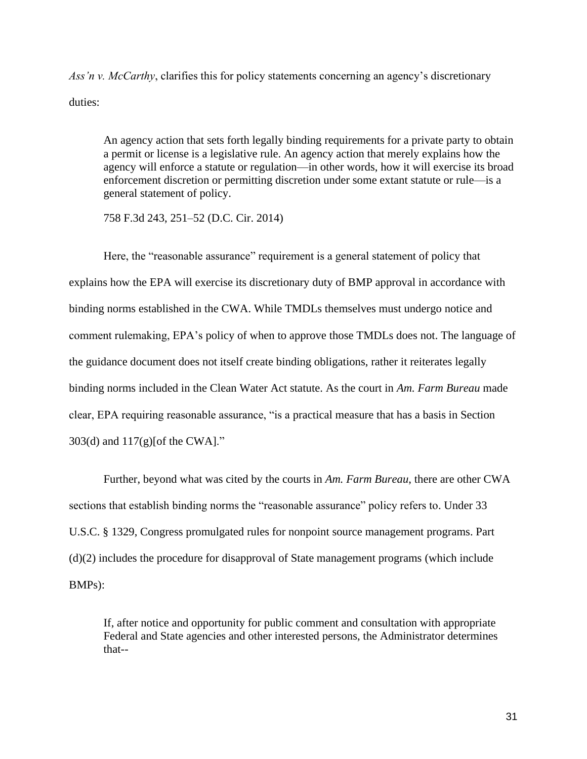*Ass'n v. McCarthy*, clarifies this for policy statements concerning an agency's discretionary duties:

> An agency action that sets forth legally binding requirements for a private party to obtain a permit or license is a legislative rule. An agency action that merely explains how the agency will enforce a statute or regulation—in other words, how it will exercise its broad enforcement discretion or permitting discretion under some extant statute or rule—is a general statement of policy.
>
> 758 F.3d 243, 251–52 (D.C. Cir. 2014)

Here, the "reasonable assurance" requirement is a general statement of policy that explains how the EPA will exercise its discretionary duty of BMP approval in accordance with binding norms established in the CWA. While TMDLs themselves must undergo notice and comment rulemaking, EPA's policy of when to approve those TMDLs does not. The language of the guidance document does not itself create binding obligations, rather it reiterates legally binding norms included in the Clean Water Act statute. As the court in *Am. Farm Bureau* made clear, EPA requiring reasonable assurance, "is a practical measure that has a basis in Section 303(d) and 117(g)[of the CWA]."

Further, beyond what was cited by the courts in *Am. Farm Bureau*, there are other CWA sections that establish binding norms the "reasonable assurance" policy refers to. Under 33 U.S.C. § 1329, Congress promulgated rules for nonpoint source management programs. Part (d)(2) includes the procedure for disapproval of State management programs (which include BMPs):

> If, after notice and opportunity for public comment and consultation with appropriate Federal and State agencies and other interested persons, the Administrator determines that--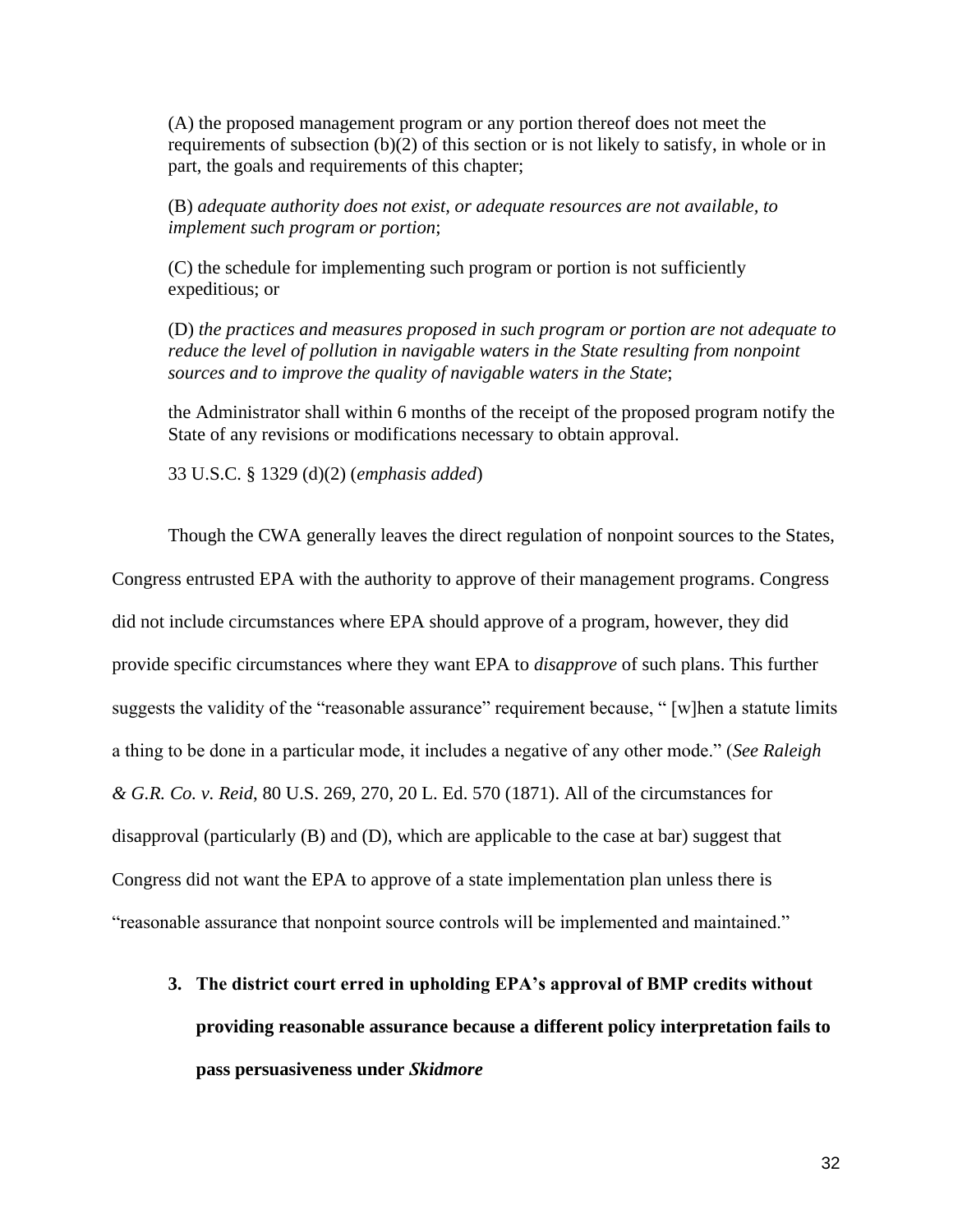> (A) the proposed management program or any portion thereof does not meet the requirements of subsection (b)(2) of this section or is not likely to satisfy, in whole or in part, the goals and requirements of this chapter;
>
> (B) *adequate authority does not exist, or adequate resources are not available, to implement such program or portion*;
>
> (C) the schedule for implementing such program or portion is not sufficiently expeditious; or
>
> (D) *the practices and measures proposed in such program or portion are not adequate to reduce the level of pollution in navigable waters in the State resulting from nonpoint sources and to improve the quality of navigable waters in the State*;
>
> the Administrator shall within 6 months of the receipt of the proposed program notify the State of any revisions or modifications necessary to obtain approval.
>
> 33 U.S.C. § 1329 (d)(2) (*emphasis added*)

Though the CWA generally leaves the direct regulation of nonpoint sources to the States, Congress entrusted EPA with the authority to approve of their management programs. Congress did not include circumstances where EPA should approve of a program, however, they did provide specific circumstances where they want EPA to *disapprove* of such plans. This further suggests the validity of the "reasonable assurance" requirement because, " [w]hen a statute limits a thing to be done in a particular mode, it includes a negative of any other mode." (*See Raleigh & G.R. Co. v. Reid*, 80 U.S. 269, 270, 20 L. Ed. 570 (1871). All of the circumstances for disapproval (particularly (B) and (D), which are applicable to the case at bar) suggest that Congress did not want the EPA to approve of a state implementation plan unless there is "reasonable assurance that nonpoint source controls will be implemented and maintained."

**3. The district court erred in upholding EPA's approval of BMP credits without providing reasonable assurance because a different policy interpretation fails to pass persuasiveness under *Skidmore***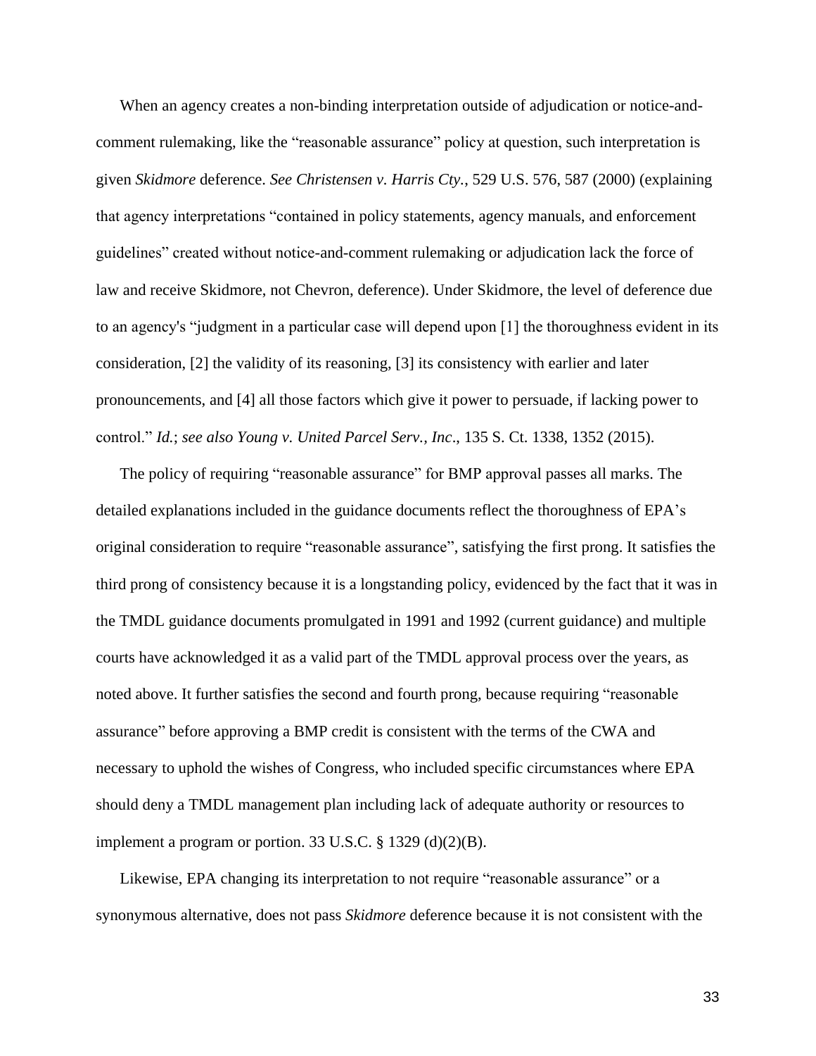When an agency creates a non-binding interpretation outside of adjudication or notice-and-comment rulemaking, like the "reasonable assurance" policy at question, such interpretation is given *Skidmore* deference. *See Christensen v. Harris Cty.*, 529 U.S. 576, 587 (2000) (explaining that agency interpretations "contained in policy statements, agency manuals, and enforcement guidelines" created without notice-and-comment rulemaking or adjudication lack the force of law and receive Skidmore, not Chevron, deference). Under Skidmore, the level of deference due to an agency's "judgment in a particular case will depend upon [1] the thoroughness evident in its consideration, [2] the validity of its reasoning, [3] its consistency with earlier and later pronouncements, and [4] all those factors which give it power to persuade, if lacking power to control." *Id.*; *see also Young v. United Parcel Serv., Inc*., 135 S. Ct. 1338, 1352 (2015).

The policy of requiring "reasonable assurance" for BMP approval passes all marks. The detailed explanations included in the guidance documents reflect the thoroughness of EPA's original consideration to require "reasonable assurance", satisfying the first prong. It satisfies the third prong of consistency because it is a longstanding policy, evidenced by the fact that it was in the TMDL guidance documents promulgated in 1991 and 1992 (current guidance) and multiple courts have acknowledged it as a valid part of the TMDL approval process over the years, as noted above. It further satisfies the second and fourth prong, because requiring "reasonable assurance" before approving a BMP credit is consistent with the terms of the CWA and necessary to uphold the wishes of Congress, who included specific circumstances where EPA should deny a TMDL management plan including lack of adequate authority or resources to implement a program or portion. 33 U.S.C. § 1329 (d)(2)(B).

Likewise, EPA changing its interpretation to not require "reasonable assurance" or a synonymous alternative, does not pass *Skidmore* deference because it is not consistent with the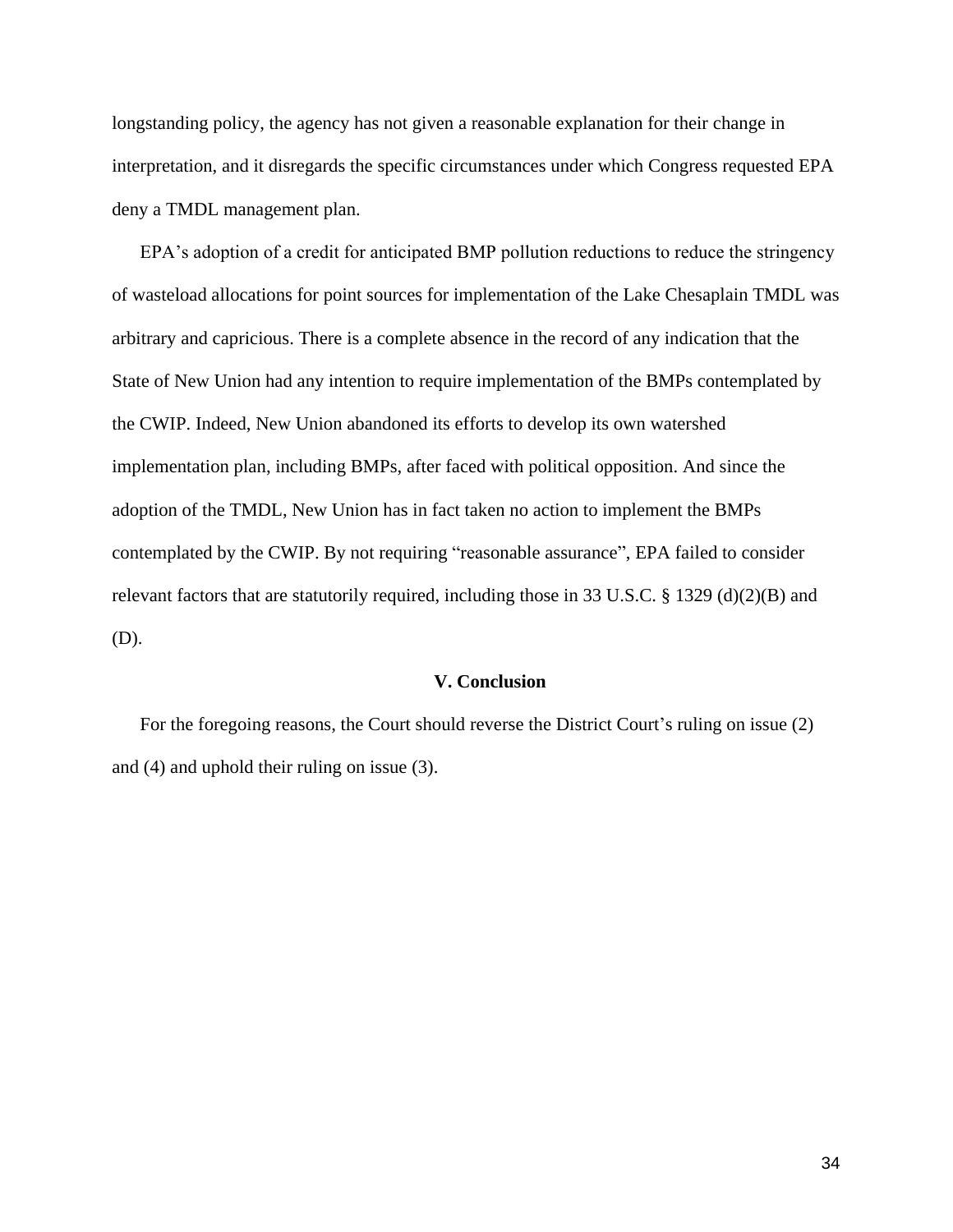longstanding policy, the agency has not given a reasonable explanation for their change in interpretation, and it disregards the specific circumstances under which Congress requested EPA deny a TMDL management plan.

EPA's adoption of a credit for anticipated BMP pollution reductions to reduce the stringency of wasteload allocations for point sources for implementation of the Lake Chesaplain TMDL was arbitrary and capricious. There is a complete absence in the record of any indication that the State of New Union had any intention to require implementation of the BMPs contemplated by the CWIP. Indeed, New Union abandoned its efforts to develop its own watershed implementation plan, including BMPs, after faced with political opposition. And since the adoption of the TMDL, New Union has in fact taken no action to implement the BMPs contemplated by the CWIP. By not requiring "reasonable assurance", EPA failed to consider relevant factors that are statutorily required, including those in 33 U.S.C. § 1329 (d)(2)(B) and (D).

## V. Conclusion

For the foregoing reasons, the Court should reverse the District Court's ruling on issue (2) and (4) and uphold their ruling on issue (3).